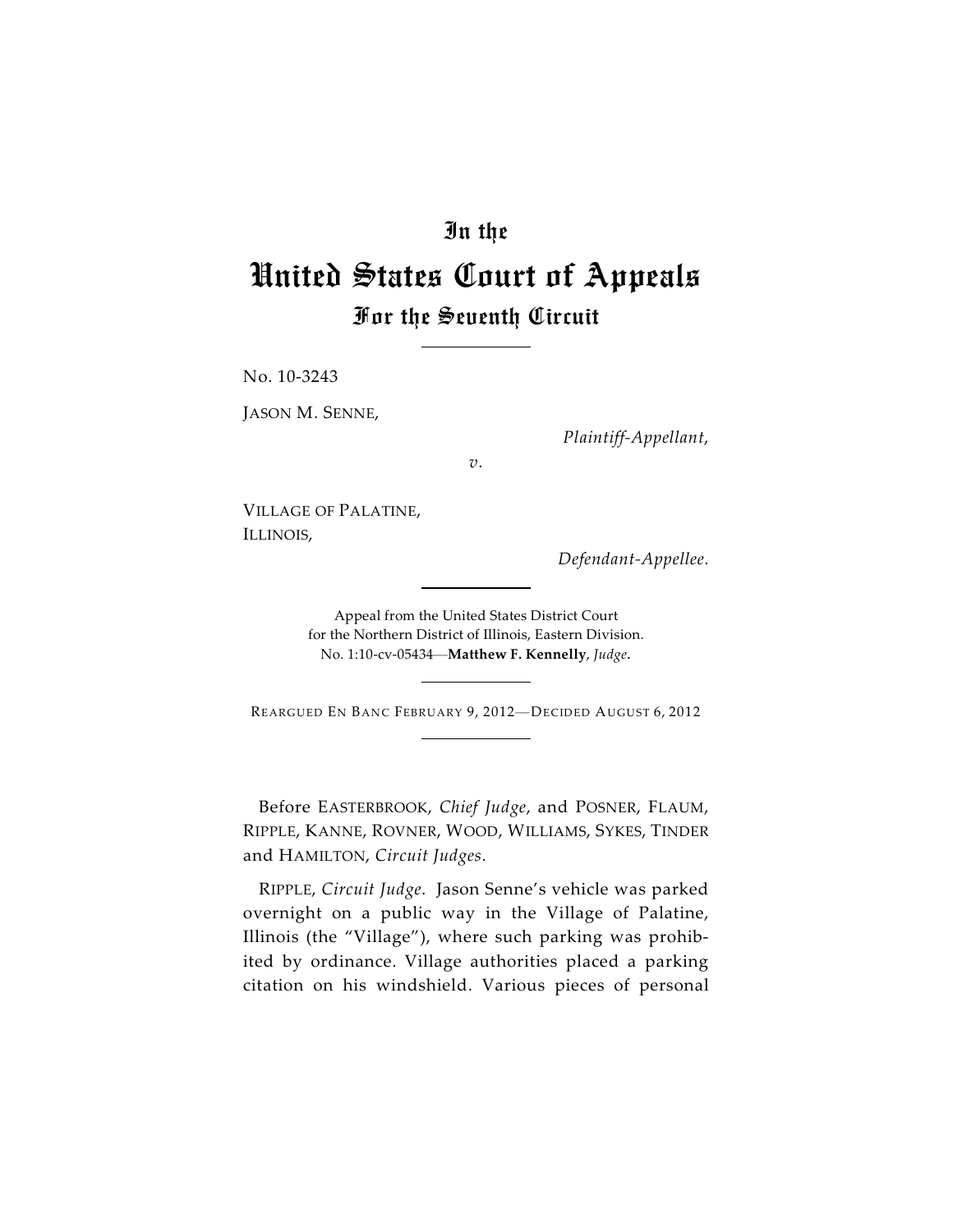# In the
# United States Court of Appeals
## For the Seventh Circuit

No. 10-3243

JASON M. SENNE,

*Plaintiff-Appellant,*

*v.*

VILLAGE OF PALATINE, ILLINOIS,

*Defendant-Appellee.*

Appeal from the United States District Court for the Northern District of Illinois, Eastern Division.
No. 1:10-cv-05434—**Matthew F. Kennelly**, *Judge*.

REARGUED EN BANC FEBRUARY 9, 2012—DECIDED AUGUST 6, 2012

Before EASTERBROOK, *Chief Judge*, and POSNER, FLAUM, RIPPLE, KANNE, ROVNER, WOOD, WILLIAMS, SYKES, TINDER and HAMILTON, *Circuit Judges*.

RIPPLE, *Circuit Judge*. Jason Senne's vehicle was parked overnight on a public way in the Village of Palatine, Illinois (the "Village"), where such parking was prohibited by ordinance. Village authorities placed a parking citation on his windshield. Various pieces of personal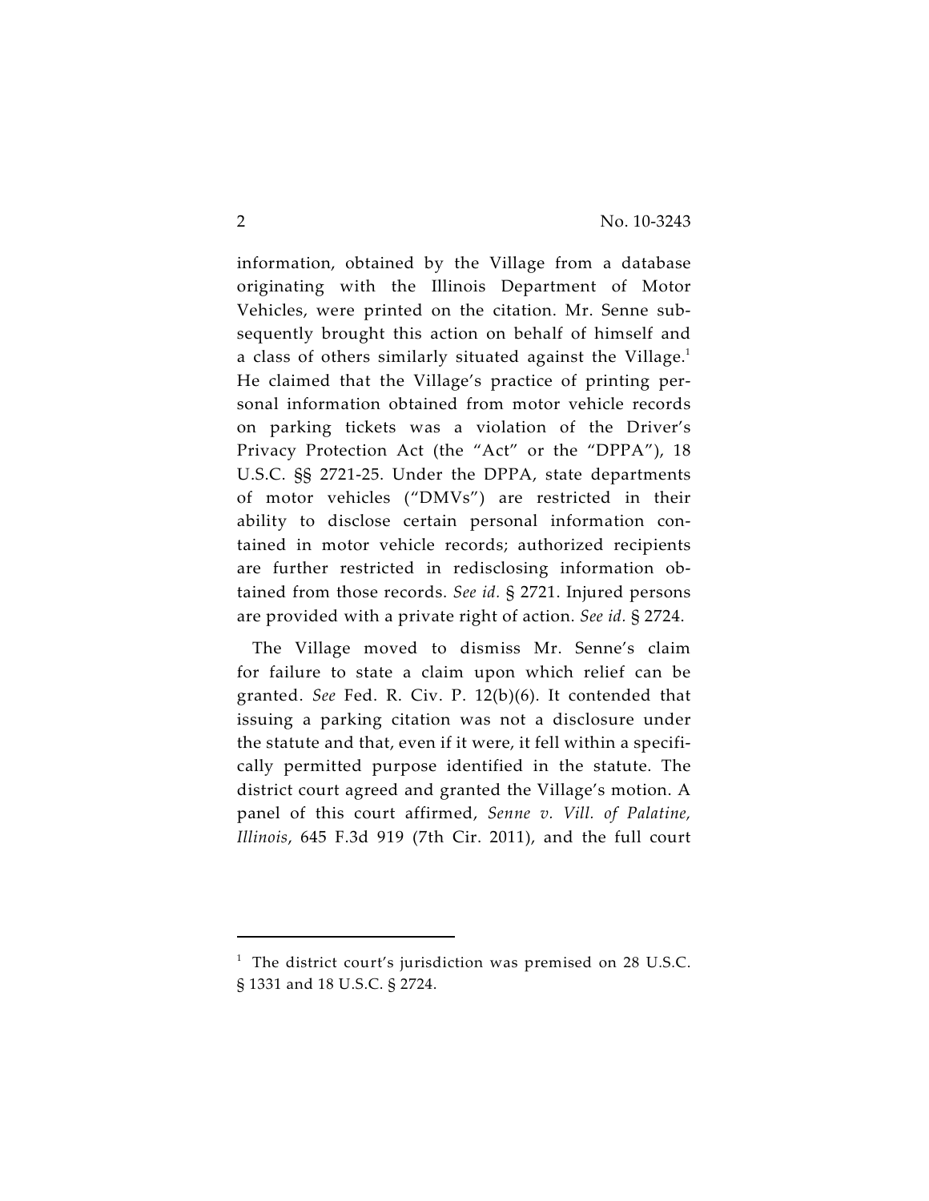information, obtained by the Village from a database originating with the Illinois Department of Motor Vehicles, were printed on the citation. Mr. Senne subsequently brought this action on behalf of himself and a class of others similarly situated against the Village.[1] He claimed that the Village's practice of printing personal information obtained from motor vehicle records on parking tickets was a violation of the Driver's Privacy Protection Act (the "Act" or the "DPPA"), 18 U.S.C. §§ 2721-25. Under the DPPA, state departments of motor vehicles ("DMVs") are restricted in their ability to disclose certain personal information contained in motor vehicle records; authorized recipients are further restricted in redisclosing information obtained from those records. *See id.* § 2721. Injured persons are provided with a private right of action. *See id.* § 2724.

The Village moved to dismiss Mr. Senne's claim for failure to state a claim upon which relief can be granted. *See* Fed. R. Civ. P. 12(b)(6). It contended that issuing a parking citation was not a disclosure under the statute and that, even if it were, it fell within a specifically permitted purpose identified in the statute. The district court agreed and granted the Village's motion. A panel of this court affirmed, *Senne v. Vill. of Palatine, Illinois*, 645 F.3d 919 (7th Cir. 2011), and the full court

---

[1] The district court's jurisdiction was premised on 28 U.S.C. § 1331 and 18 U.S.C. § 2724.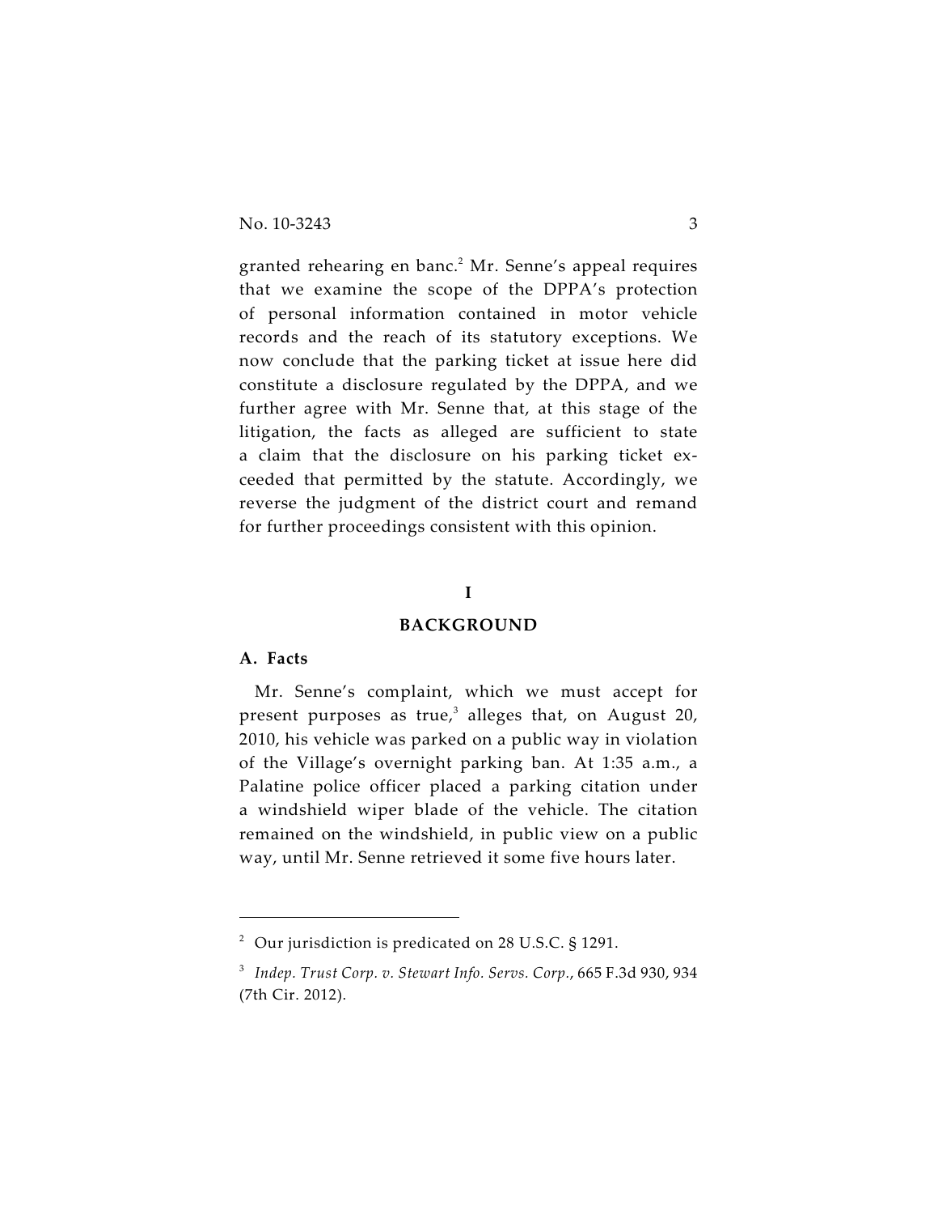granted rehearing en banc.[2] Mr. Senne's appeal requires that we examine the scope of the DPPA's protection of personal information contained in motor vehicle records and the reach of its statutory exceptions. We now conclude that the parking ticket at issue here did constitute a disclosure regulated by the DPPA, and we further agree with Mr. Senne that, at this stage of the litigation, the facts as alleged are sufficient to state a claim that the disclosure on his parking ticket exceeded that permitted by the statute. Accordingly, we reverse the judgment of the district court and remand for further proceedings consistent with this opinion.

# I

# BACKGROUND

## A. Facts

Mr. Senne's complaint, which we must accept for present purposes as true,[3] alleges that, on August 20, 2010, his vehicle was parked on a public way in violation of the Village's overnight parking ban. At 1:35 a.m., a Palatine police officer placed a parking citation under a windshield wiper blade of the vehicle. The citation remained on the windshield, in public view on a public way, until Mr. Senne retrieved it some five hours later.

---

[2] Our jurisdiction is predicated on 28 U.S.C. § 1291.

[3] *Indep. Trust Corp. v. Stewart Info. Servs. Corp.*, 665 F.3d 930, 934 (7th Cir. 2012).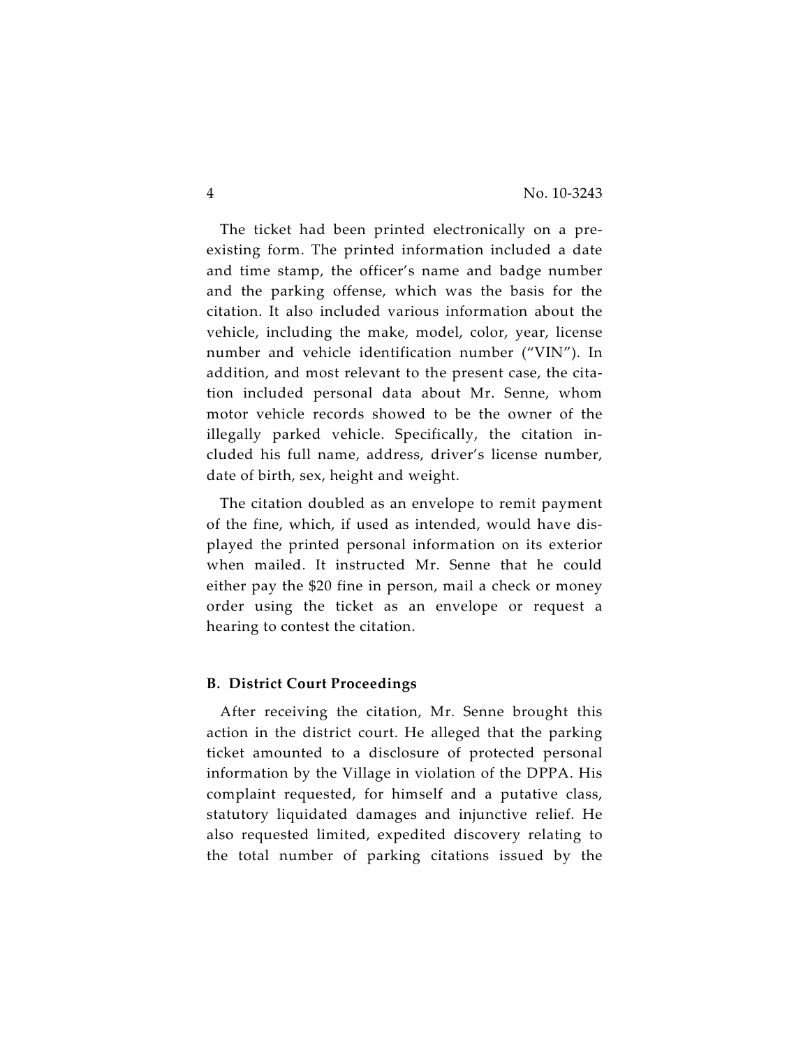The ticket had been printed electronically on a pre-existing form. The printed information included a date and time stamp, the officer's name and badge number and the parking offense, which was the basis for the citation. It also included various information about the vehicle, including the make, model, color, year, license number and vehicle identification number ("VIN"). In addition, and most relevant to the present case, the citation included personal data about Mr. Senne, whom motor vehicle records showed to be the owner of the illegally parked vehicle. Specifically, the citation included his full name, address, driver's license number, date of birth, sex, height and weight.

The citation doubled as an envelope to remit payment of the fine, which, if used as intended, would have displayed the printed personal information on its exterior when mailed. It instructed Mr. Senne that he could either pay the $20 fine in person, mail a check or money order using the ticket as an envelope or request a hearing to contest the citation.

### B. District Court Proceedings

After receiving the citation, Mr. Senne brought this action in the district court. He alleged that the parking ticket amounted to a disclosure of protected personal information by the Village in violation of the DPPA. His complaint requested, for himself and a putative class, statutory liquidated damages and injunctive relief. He also requested limited, expedited discovery relating to the total number of parking citations issued by the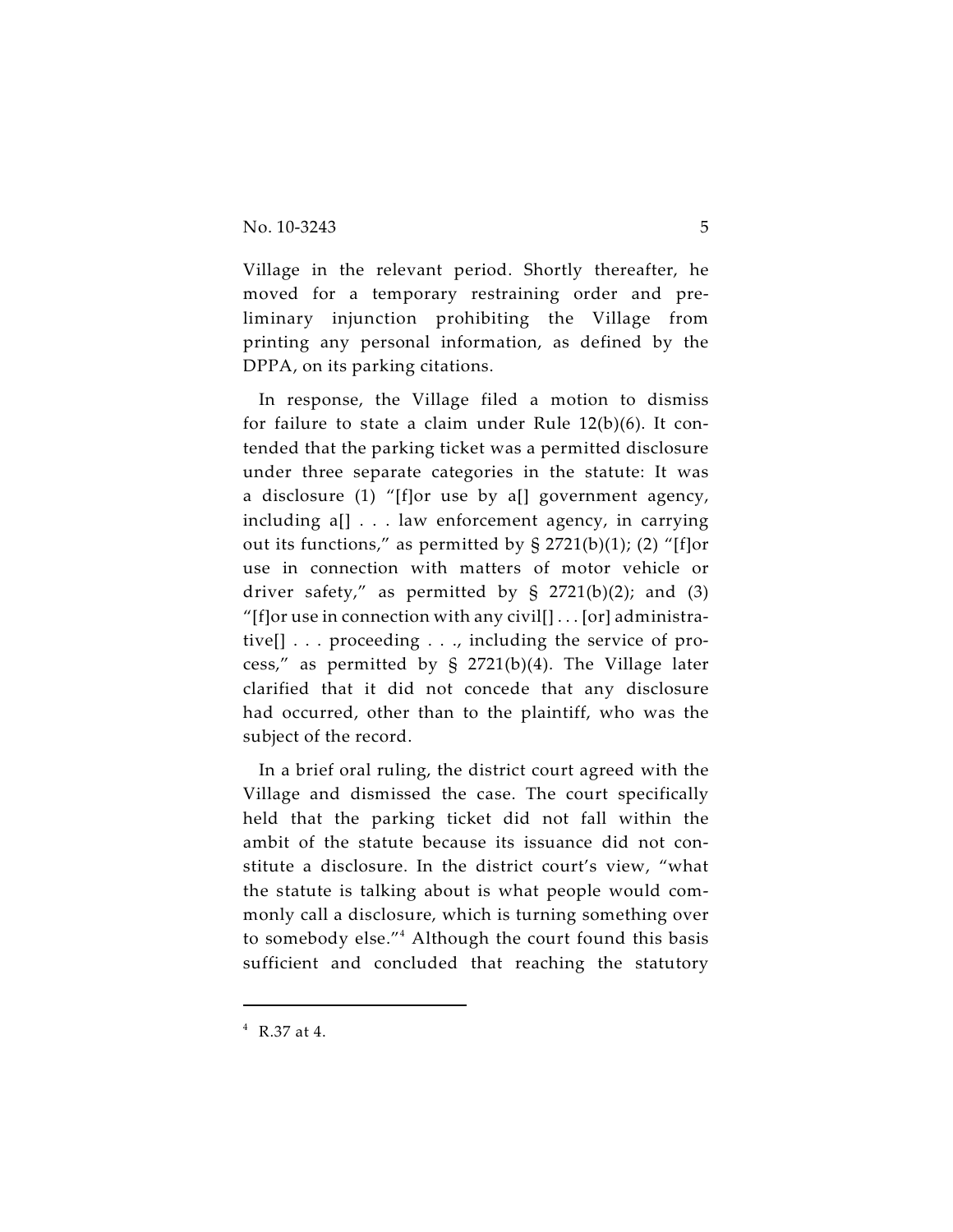Village in the relevant period. Shortly thereafter, he moved for a temporary restraining order and preliminary injunction prohibiting the Village from printing any personal information, as defined by the DPPA, on its parking citations.

In response, the Village filed a motion to dismiss for failure to state a claim under Rule 12(b)(6). It contended that the parking ticket was a permitted disclosure under three separate categories in the statute: It was a disclosure (1) "[f]or use by a[] government agency, including a[] . . . law enforcement agency, in carrying out its functions," as permitted by § 2721(b)(1); (2) "[f]or use in connection with matters of motor vehicle or driver safety," as permitted by § 2721(b)(2); and (3) "[f]or use in connection with any civil[] . . . [or] administrative[] . . . proceeding . . ., including the service of process," as permitted by § 2721(b)(4). The Village later clarified that it did not concede that any disclosure had occurred, other than to the plaintiff, who was the subject of the record.

In a brief oral ruling, the district court agreed with the Village and dismissed the case. The court specifically held that the parking ticket did not fall within the ambit of the statute because its issuance did not constitute a disclosure. In the district court's view, "what the statute is talking about is what people would commonly call a disclosure, which is turning something over to somebody else."[4] Although the court found this basis sufficient and concluded that reaching the statutory

---

[4] R.37 at 4.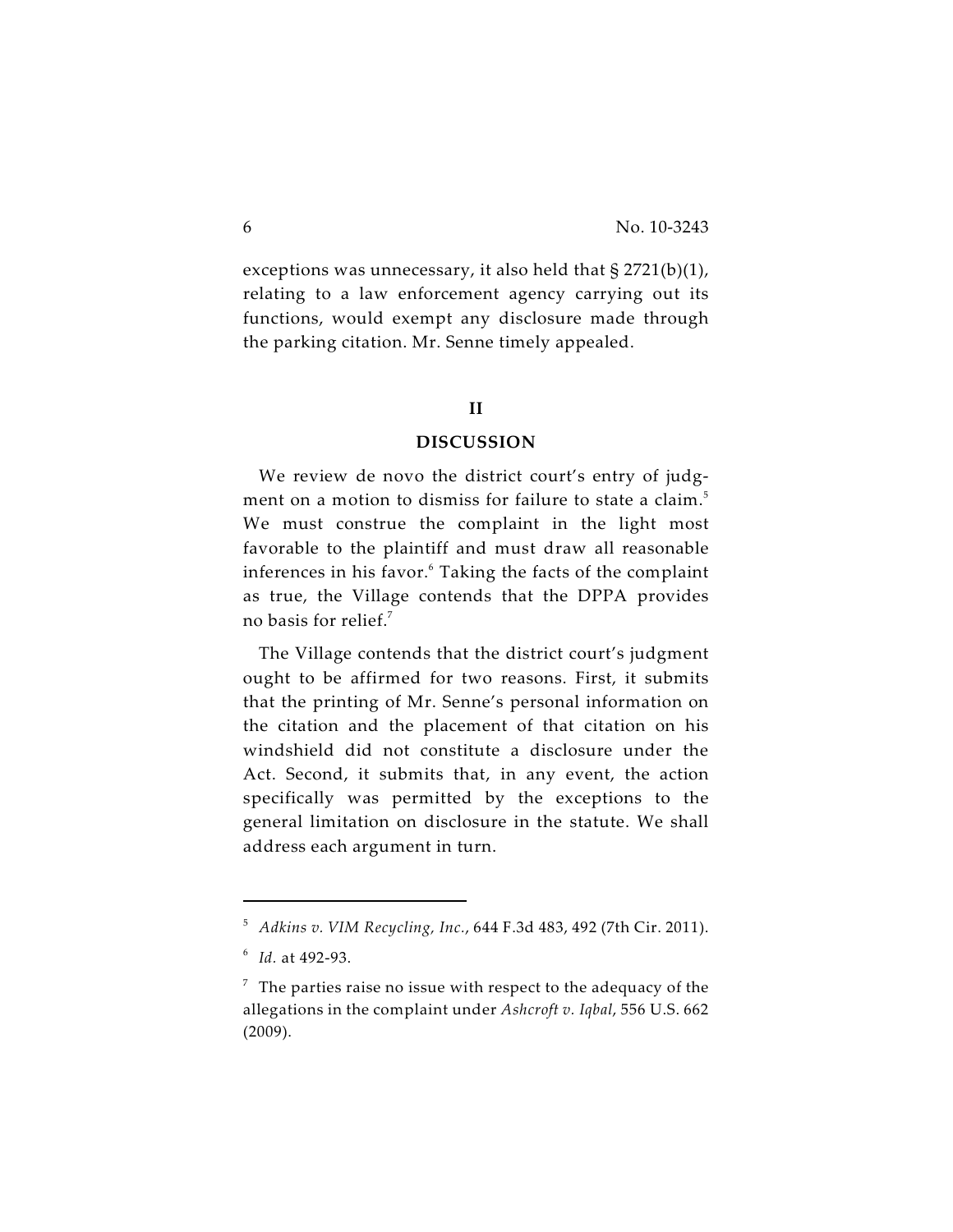exceptions was unnecessary, it also held that § 2721(b)(1), relating to a law enforcement agency carrying out its functions, would exempt any disclosure made through the parking citation. Mr. Senne timely appealed.

## II

## DISCUSSION

We review de novo the district court's entry of judgment on a motion to dismiss for failure to state a claim.[5] We must construe the complaint in the light most favorable to the plaintiff and must draw all reasonable inferences in his favor.[6] Taking the facts of the complaint as true, the Village contends that the DPPA provides no basis for relief.[7]

The Village contends that the district court's judgment ought to be affirmed for two reasons. First, it submits that the printing of Mr. Senne's personal information on the citation and the placement of that citation on his windshield did not constitute a disclosure under the Act. Second, it submits that, in any event, the action specifically was permitted by the exceptions to the general limitation on disclosure in the statute. We shall address each argument in turn.

---

[5] *Adkins v. VIM Recycling, Inc.*, 644 F.3d 483, 492 (7th Cir. 2011).

[6] *Id.* at 492-93.

[7] The parties raise no issue with respect to the adequacy of the allegations in the complaint under *Ashcroft v. Iqbal*, 556 U.S. 662 (2009).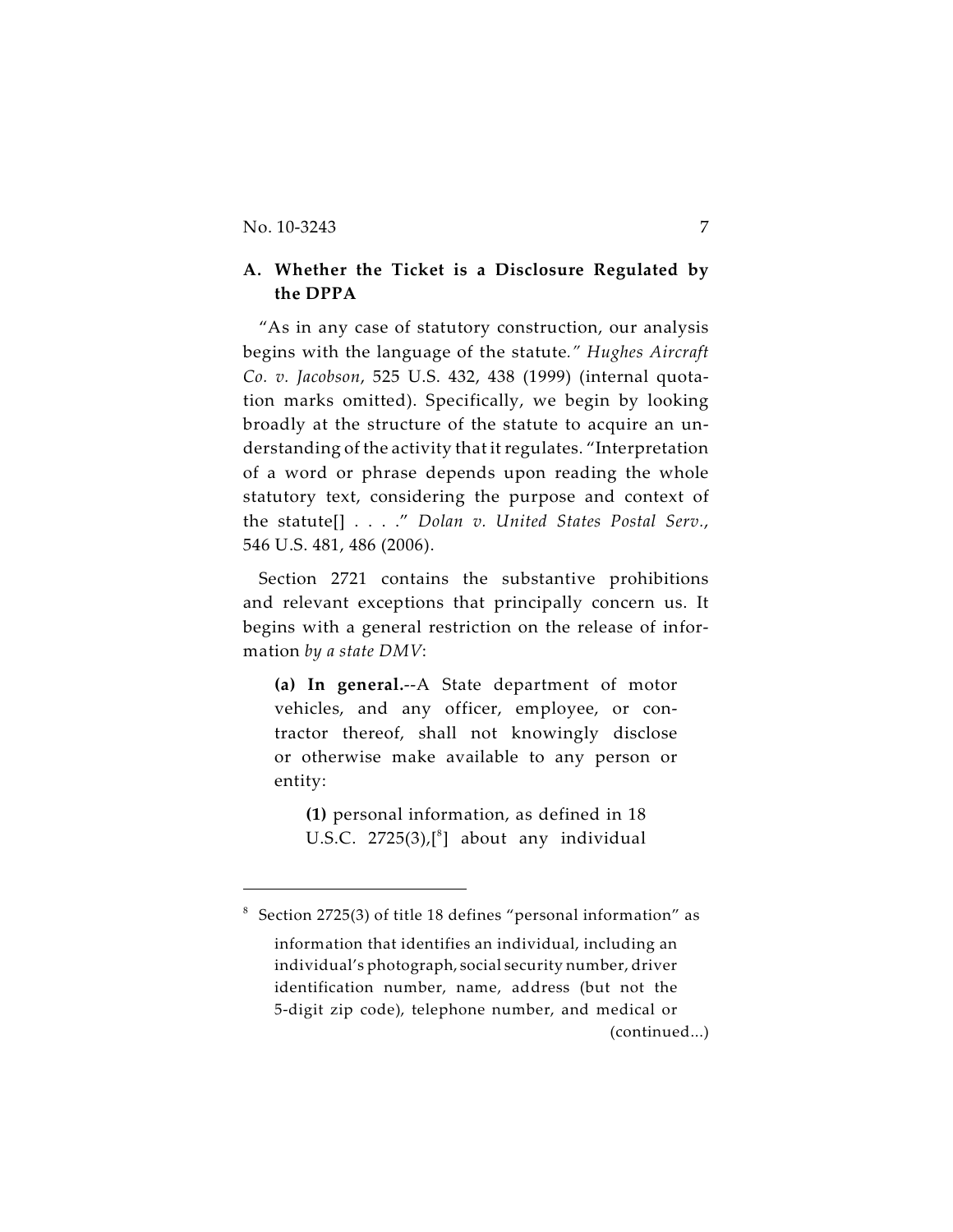### A. Whether the Ticket is a Disclosure Regulated by the DPPA

"As in any case of statutory construction, our analysis begins with the language of the statute." *Hughes Aircraft Co. v. Jacobson*, 525 U.S. 432, 438 (1999) (internal quotation marks omitted). Specifically, we begin by looking broadly at the structure of the statute to acquire an understanding of the activity that it regulates. "Interpretation of a word or phrase depends upon reading the whole statutory text, considering the purpose and context of the statute[] . . . ." *Dolan v. United States Postal Serv.*, 546 U.S. 481, 486 (2006).

Section 2721 contains the substantive prohibitions and relevant exceptions that principally concern us. It begins with a general restriction on the release of information *by a state DMV*:

> **(a) In general.**--A State department of motor vehicles, and any officer, employee, or contractor thereof, shall not knowingly disclose or otherwise make available to any person or entity:
>
> > **(1)** personal information, as defined in 18 U.S.C. 2725(3),[8] about any individual

---

[8] Section 2725(3) of title 18 defines "personal information" as

> information that identifies an individual, including an individual's photograph, social security number, driver identification number, name, address (but not the 5-digit zip code), telephone number, and medical or

(continued...)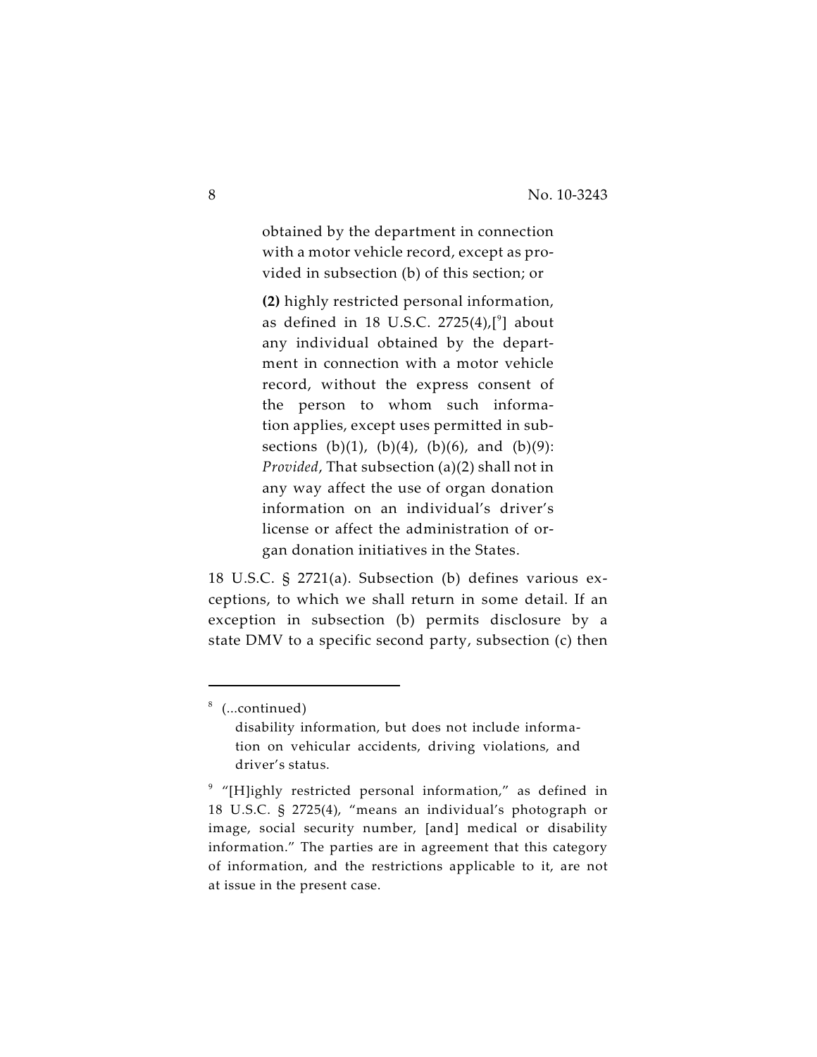> obtained by the department in connection with a motor vehicle record, except as provided in subsection (b) of this section; or
>
> **(2)** highly restricted personal information, as defined in 18 U.S.C. 2725(4),[[9]] about any individual obtained by the department in connection with a motor vehicle record, without the express consent of the person to whom such information applies, except uses permitted in subsections (b)(1), (b)(4), (b)(6), and (b)(9): *Provided*, That subsection (a)(2) shall not in any way affect the use of organ donation information on an individual's driver's license or affect the administration of organ donation initiatives in the States.

18 U.S.C. § 2721(a). Subsection (b) defines various exceptions, to which we shall return in some detail. If an exception in subsection (b) permits disclosure by a state DMV to a specific second party, subsection (c) then

---

[8] (...continued)

disability information, but does not include information on vehicular accidents, driving violations, and driver's status.

[9] "[H]ighly restricted personal information," as defined in 18 U.S.C. § 2725(4), "means an individual's photograph or image, social security number, [and] medical or disability information." The parties are in agreement that this category of information, and the restrictions applicable to it, are not at issue in the present case.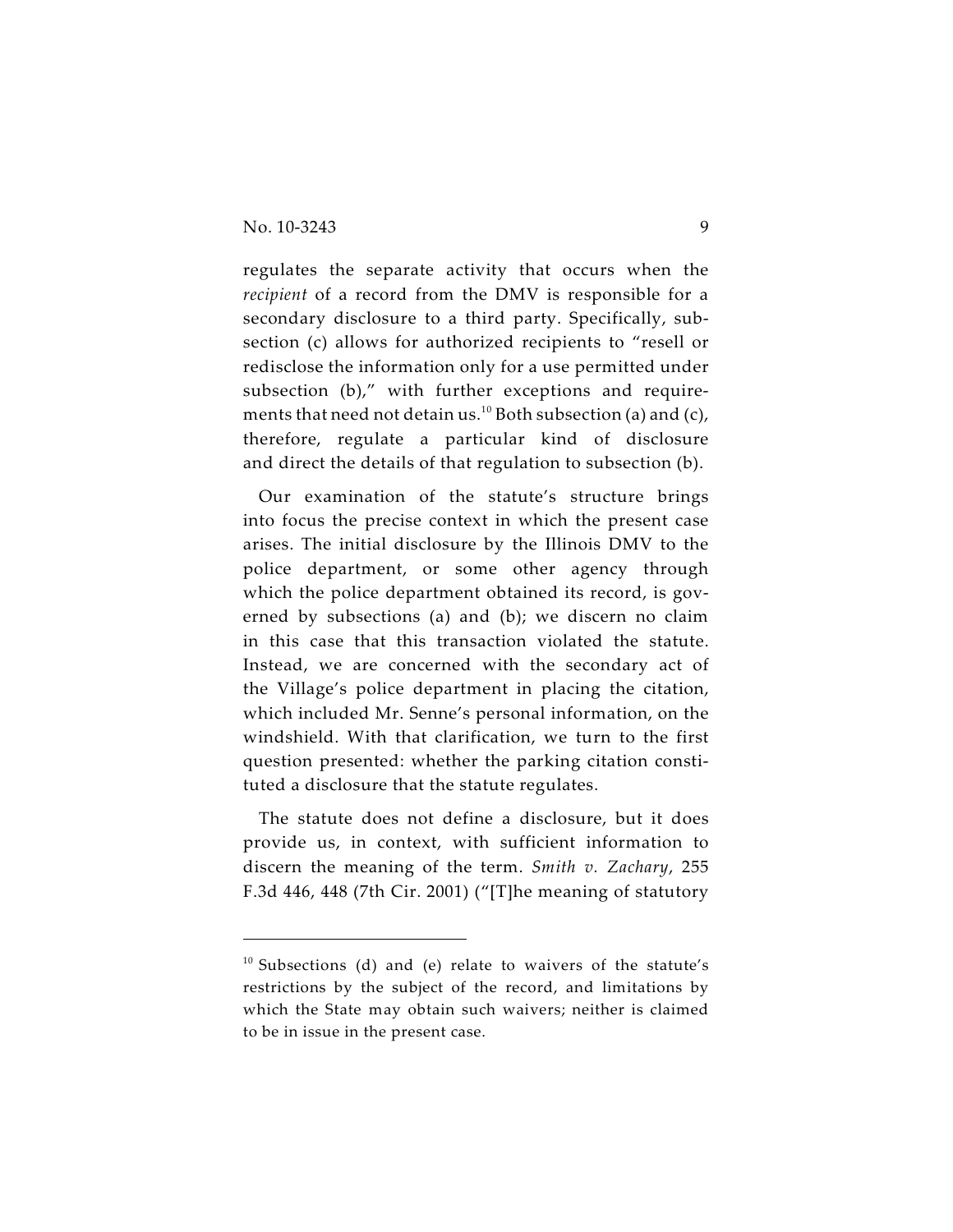regulates the separate activity that occurs when the *recipient* of a record from the DMV is responsible for a secondary disclosure to a third party. Specifically, subsection (c) allows for authorized recipients to "resell or redisclose the information only for a use permitted under subsection (b)," with further exceptions and requirements that need not detain us.[10] Both subsection (a) and (c), therefore, regulate a particular kind of disclosure and direct the details of that regulation to subsection (b).

Our examination of the statute's structure brings into focus the precise context in which the present case arises. The initial disclosure by the Illinois DMV to the police department, or some other agency through which the police department obtained its record, is governed by subsections (a) and (b); we discern no claim in this case that this transaction violated the statute. Instead, we are concerned with the secondary act of the Village's police department in placing the citation, which included Mr. Senne's personal information, on the windshield. With that clarification, we turn to the first question presented: whether the parking citation constituted a disclosure that the statute regulates.

The statute does not define a disclosure, but it does provide us, in context, with sufficient information to discern the meaning of the term. *Smith v. Zachary*, 255 F.3d 446, 448 (7th Cir. 2001) ("[T]he meaning of statutory

---

[10] Subsections (d) and (e) relate to waivers of the statute's restrictions by the subject of the record, and limitations by which the State may obtain such waivers; neither is claimed to be in issue in the present case.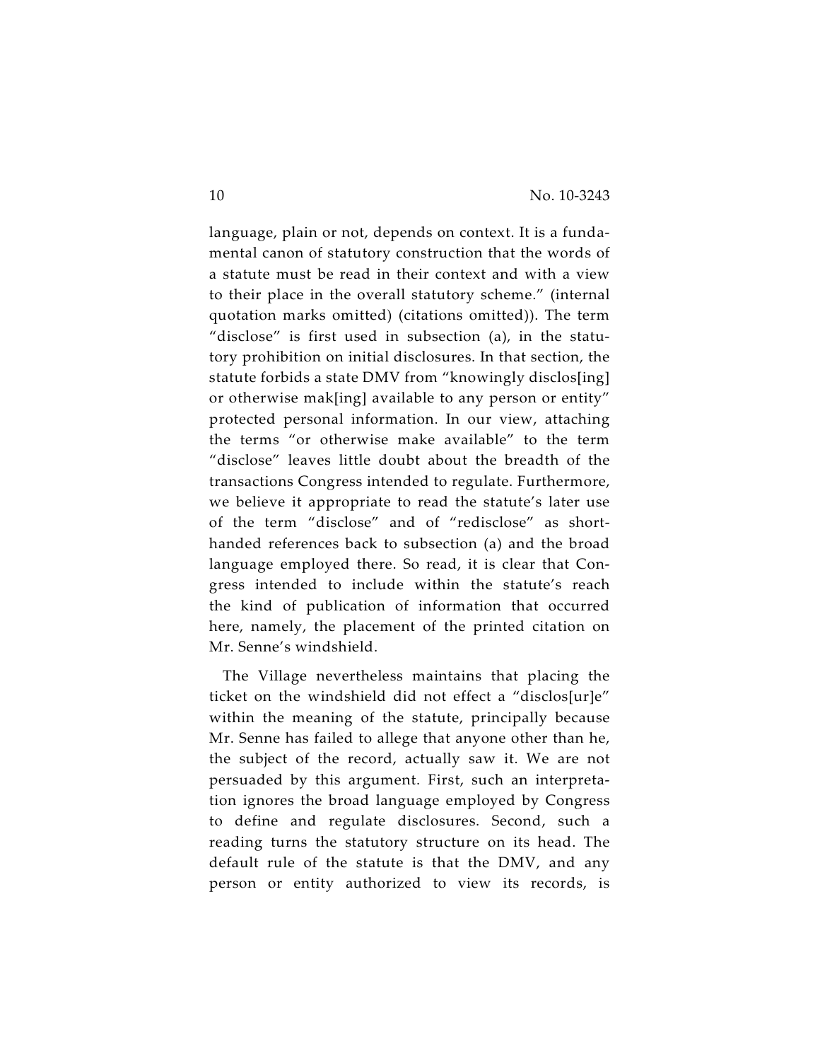language, plain or not, depends on context. It is a fundamental canon of statutory construction that the words of a statute must be read in their context and with a view to their place in the overall statutory scheme." (internal quotation marks omitted) (citations omitted)). The term "disclose" is first used in subsection (a), in the statutory prohibition on initial disclosures. In that section, the statute forbids a state DMV from "knowingly disclos[ing] or otherwise mak[ing] available to any person or entity" protected personal information. In our view, attaching the terms "or otherwise make available" to the term "disclose" leaves little doubt about the breadth of the transactions Congress intended to regulate. Furthermore, we believe it appropriate to read the statute's later use of the term "disclose" and of "redisclose" as shorthanded references back to subsection (a) and the broad language employed there. So read, it is clear that Congress intended to include within the statute's reach the kind of publication of information that occurred here, namely, the placement of the printed citation on Mr. Senne's windshield.

The Village nevertheless maintains that placing the ticket on the windshield did not effect a "disclos[ur]e" within the meaning of the statute, principally because Mr. Senne has failed to allege that anyone other than he, the subject of the record, actually saw it. We are not persuaded by this argument. First, such an interpretation ignores the broad language employed by Congress to define and regulate disclosures. Second, such a reading turns the statutory structure on its head. The default rule of the statute is that the DMV, and any person or entity authorized to view its records, is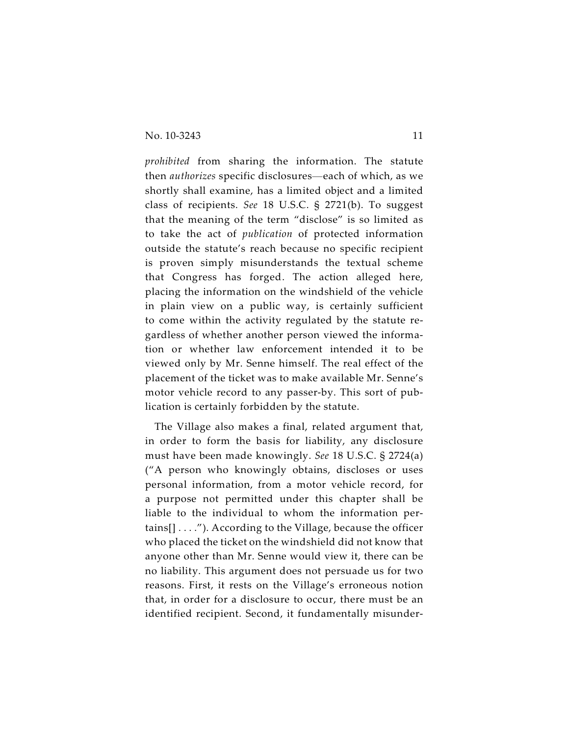*prohibited* from sharing the information. The statute then *authorizes* specific disclosures—each of which, as we shortly shall examine, has a limited object and a limited class of recipients. *See* 18 U.S.C. § 2721(b). To suggest that the meaning of the term "disclose" is so limited as to take the act of *publication* of protected information outside the statute's reach because no specific recipient is proven simply misunderstands the textual scheme that Congress has forged. The action alleged here, placing the information on the windshield of the vehicle in plain view on a public way, is certainly sufficient to come within the activity regulated by the statute regardless of whether another person viewed the information or whether law enforcement intended it to be viewed only by Mr. Senne himself. The real effect of the placement of the ticket was to make available Mr. Senne's motor vehicle record to any passer-by. This sort of publication is certainly forbidden by the statute.

The Village also makes a final, related argument that, in order to form the basis for liability, any disclosure must have been made knowingly. *See* 18 U.S.C. § 2724(a) ("A person who knowingly obtains, discloses or uses personal information, from a motor vehicle record, for a purpose not permitted under this chapter shall be liable to the individual to whom the information pertains[] . . . ."). According to the Village, because the officer who placed the ticket on the windshield did not know that anyone other than Mr. Senne would view it, there can be no liability. This argument does not persuade us for two reasons. First, it rests on the Village's erroneous notion that, in order for a disclosure to occur, there must be an identified recipient. Second, it fundamentally misunder-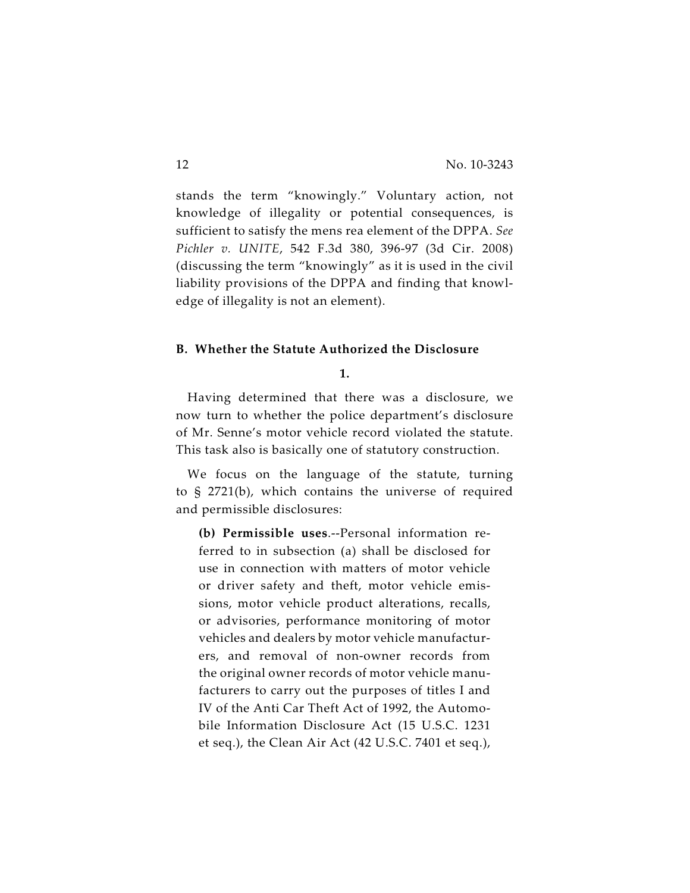stands the term "knowingly." Voluntary action, not knowledge of illegality or potential consequences, is sufficient to satisfy the mens rea element of the DPPA. *See Pichler v. UNITE*, 542 F.3d 380, 396-97 (3d Cir. 2008) (discussing the term "knowingly" as it is used in the civil liability provisions of the DPPA and finding that knowledge of illegality is not an element).

### B. Whether the Statute Authorized the Disclosure

**1.**

Having determined that there was a disclosure, we now turn to whether the police department's disclosure of Mr. Senne's motor vehicle record violated the statute. This task also is basically one of statutory construction.

We focus on the language of the statute, turning to § 2721(b), which contains the universe of required and permissible disclosures:

> **(b) Permissible uses**.--Personal information referred to in subsection (a) shall be disclosed for use in connection with matters of motor vehicle or driver safety and theft, motor vehicle emissions, motor vehicle product alterations, recalls, or advisories, performance monitoring of motor vehicles and dealers by motor vehicle manufacturers, and removal of non-owner records from the original owner records of motor vehicle manufacturers to carry out the purposes of titles I and IV of the Anti Car Theft Act of 1992, the Automobile Information Disclosure Act (15 U.S.C. 1231 et seq.), the Clean Air Act (42 U.S.C. 7401 et seq.),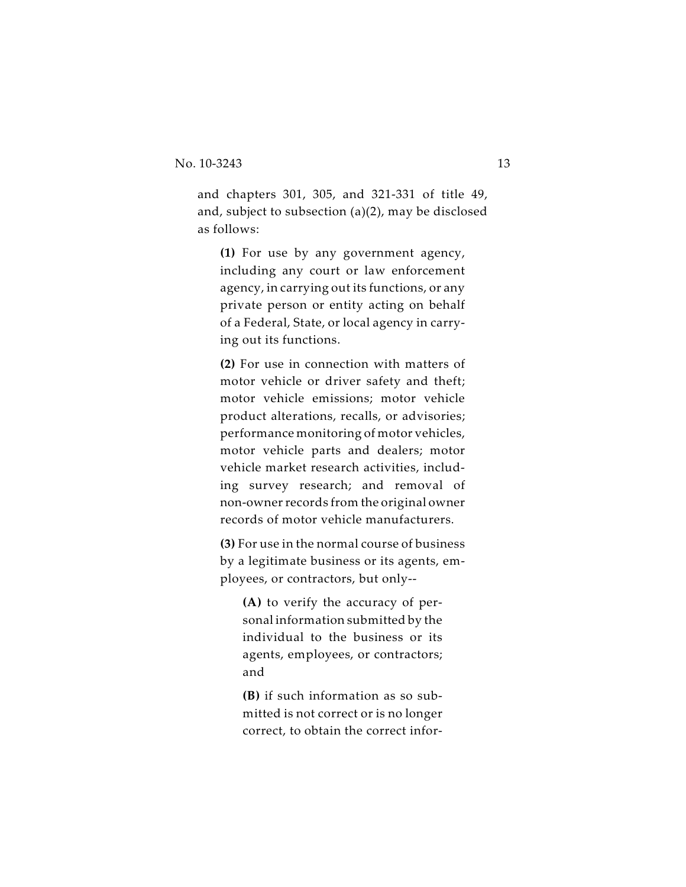and chapters 301, 305, and 321-331 of title 49, and, subject to subsection (a)(2), may be disclosed as follows:

> **(1)** For use by any government agency, including any court or law enforcement agency, in carrying out its functions, or any private person or entity acting on behalf of a Federal, State, or local agency in carrying out its functions.
>
> **(2)** For use in connection with matters of motor vehicle or driver safety and theft; motor vehicle emissions; motor vehicle product alterations, recalls, or advisories; performance monitoring of motor vehicles, motor vehicle parts and dealers; motor vehicle market research activities, including survey research; and removal of non-owner records from the original owner records of motor vehicle manufacturers.
>
> **(3)** For use in the normal course of business by a legitimate business or its agents, employees, or contractors, but only--
>
> > **(A)** to verify the accuracy of personal information submitted by the individual to the business or its agents, employees, or contractors; and
> >
> > **(B)** if such information as so submitted is not correct or is no longer correct, to obtain the correct infor-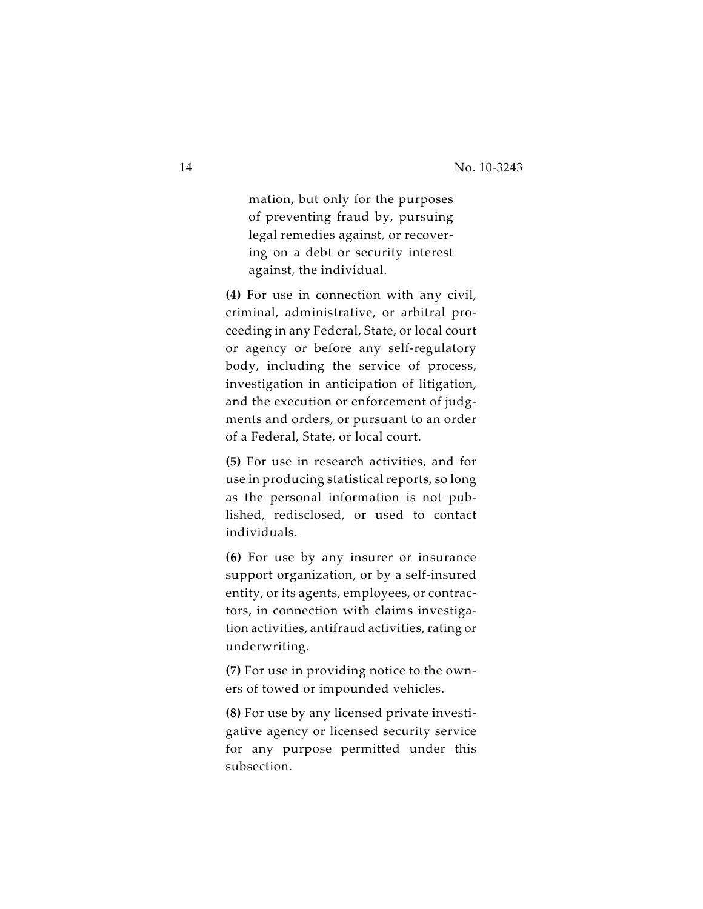mation, but only for the purposes of preventing fraud by, pursuing legal remedies against, or recovering on a debt or security interest against, the individual.

**(4)** For use in connection with any civil, criminal, administrative, or arbitral proceeding in any Federal, State, or local court or agency or before any self-regulatory body, including the service of process, investigation in anticipation of litigation, and the execution or enforcement of judgments and orders, or pursuant to an order of a Federal, State, or local court.

**(5)** For use in research activities, and for use in producing statistical reports, so long as the personal information is not published, redisclosed, or used to contact individuals.

**(6)** For use by any insurer or insurance support organization, or by a self-insured entity, or its agents, employees, or contractors, in connection with claims investigation activities, antifraud activities, rating or underwriting.

**(7)** For use in providing notice to the owners of towed or impounded vehicles.

**(8)** For use by any licensed private investigative agency or licensed security service for any purpose permitted under this subsection.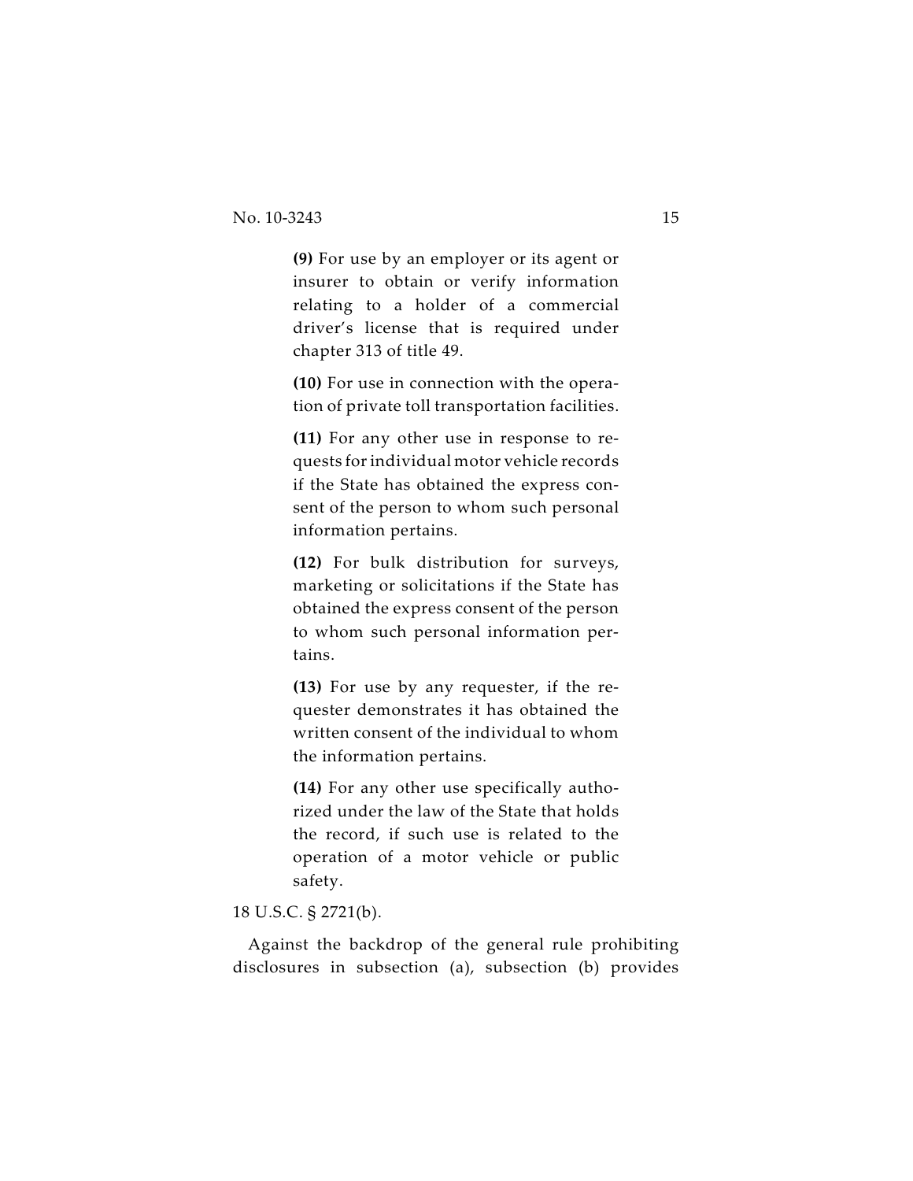> **(9)** For use by an employer or its agent or insurer to obtain or verify information relating to a holder of a commercial driver's license that is required under chapter 313 of title 49.
>
> **(10)** For use in connection with the operation of private toll transportation facilities.
>
> **(11)** For any other use in response to requests for individual motor vehicle records if the State has obtained the express consent of the person to whom such personal information pertains.
>
> **(12)** For bulk distribution for surveys, marketing or solicitations if the State has obtained the express consent of the person to whom such personal information pertains.
>
> **(13)** For use by any requester, if the requester demonstrates it has obtained the written consent of the individual to whom the information pertains.
>
> **(14)** For any other use specifically authorized under the law of the State that holds the record, if such use is related to the operation of a motor vehicle or public safety.

18 U.S.C. § 2721(b).

Against the backdrop of the general rule prohibiting disclosures in subsection (a), subsection (b) provides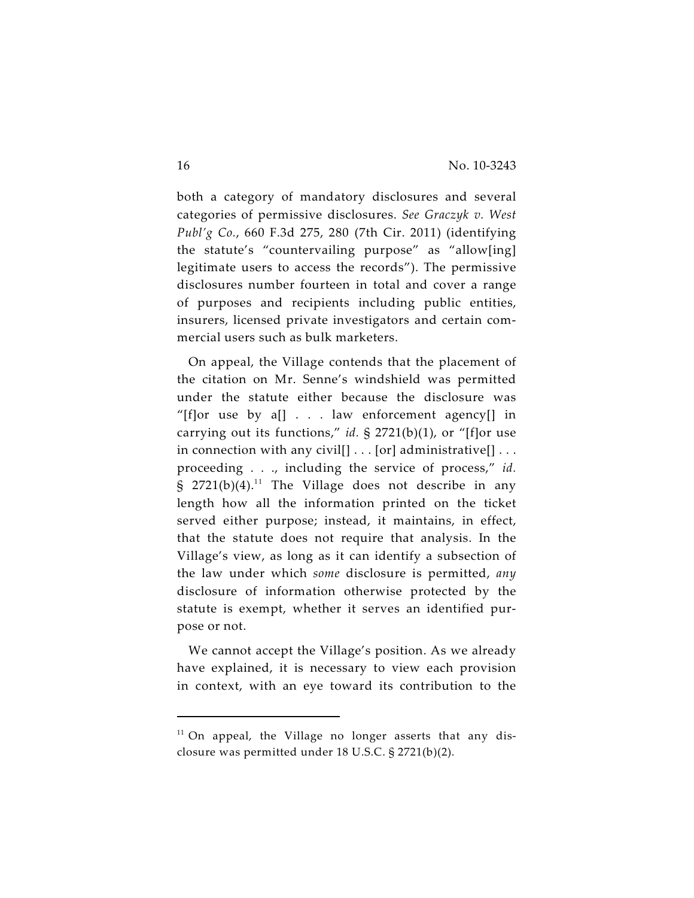both a category of mandatory disclosures and several categories of permissive disclosures. *See Graczyk v. West Publ'g Co.*, 660 F.3d 275, 280 (7th Cir. 2011) (identifying the statute's "countervailing purpose" as "allow[ing] legitimate users to access the records"). The permissive disclosures number fourteen in total and cover a range of purposes and recipients including public entities, insurers, licensed private investigators and certain commercial users such as bulk marketers.

On appeal, the Village contends that the placement of the citation on Mr. Senne's windshield was permitted under the statute either because the disclosure was "[f]or use by a[] . . . law enforcement agency[] in carrying out its functions," *id.* § 2721(b)(1), or "[f]or use in connection with any civil[] . . . [or] administrative[] . . . proceeding . . ., including the service of process," *id.* § 2721(b)(4).[11] The Village does not describe in any length how all the information printed on the ticket served either purpose; instead, it maintains, in effect, that the statute does not require that analysis. In the Village's view, as long as it can identify a subsection of the law under which *some* disclosure is permitted, *any* disclosure of information otherwise protected by the statute is exempt, whether it serves an identified purpose or not.

We cannot accept the Village's position. As we already have explained, it is necessary to view each provision in context, with an eye toward its contribution to the

[11] On appeal, the Village no longer asserts that any disclosure was permitted under 18 U.S.C. § 2721(b)(2).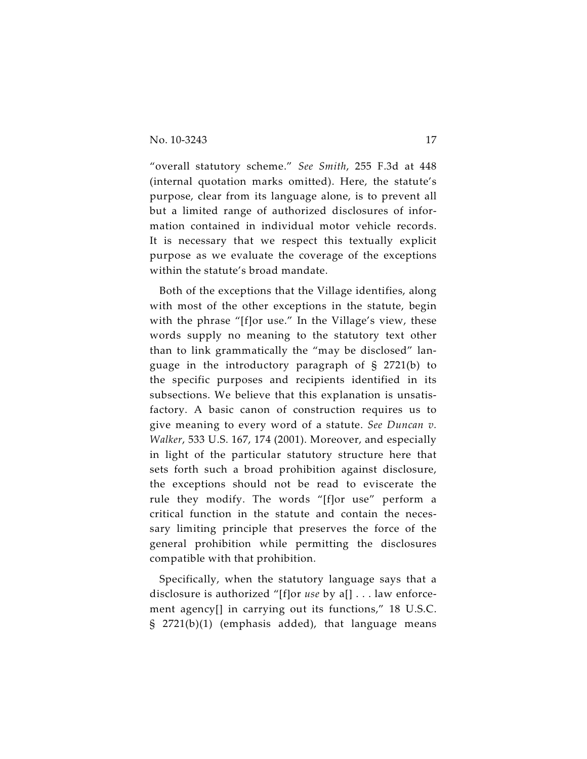"overall statutory scheme." *See Smith*, 255 F.3d at 448 (internal quotation marks omitted). Here, the statute's purpose, clear from its language alone, is to prevent all but a limited range of authorized disclosures of information contained in individual motor vehicle records. It is necessary that we respect this textually explicit purpose as we evaluate the coverage of the exceptions within the statute's broad mandate.

Both of the exceptions that the Village identifies, along with most of the other exceptions in the statute, begin with the phrase "[f]or use." In the Village's view, these words supply no meaning to the statutory text other than to link grammatically the "may be disclosed" language in the introductory paragraph of § 2721(b) to the specific purposes and recipients identified in its subsections. We believe that this explanation is unsatisfactory. A basic canon of construction requires us to give meaning to every word of a statute. *See Duncan v. Walker*, 533 U.S. 167, 174 (2001). Moreover, and especially in light of the particular statutory structure here that sets forth such a broad prohibition against disclosure, the exceptions should not be read to eviscerate the rule they modify. The words "[f]or use" perform a critical function in the statute and contain the necessary limiting principle that preserves the force of the general prohibition while permitting the disclosures compatible with that prohibition.

Specifically, when the statutory language says that a disclosure is authorized "[f]or *use* by a[] . . . law enforcement agency[] in carrying out its functions," 18 U.S.C. § 2721(b)(1) (emphasis added), that language means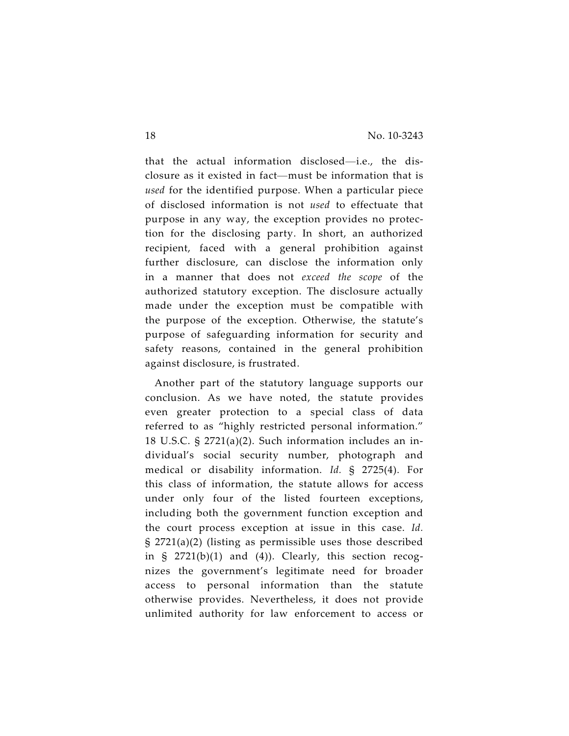that the actual information disclosed—i.e., the disclosure as it existed in fact—must be information that is *used* for the identified purpose. When a particular piece of disclosed information is not *used* to effectuate that purpose in any way, the exception provides no protection for the disclosing party. In short, an authorized recipient, faced with a general prohibition against further disclosure, can disclose the information only in a manner that does not *exceed the scope* of the authorized statutory exception. The disclosure actually made under the exception must be compatible with the purpose of the exception. Otherwise, the statute's purpose of safeguarding information for security and safety reasons, contained in the general prohibition against disclosure, is frustrated.

Another part of the statutory language supports our conclusion. As we have noted, the statute provides even greater protection to a special class of data referred to as "highly restricted personal information." 18 U.S.C. § 2721(a)(2). Such information includes an individual's social security number, photograph and medical or disability information. *Id.* § 2725(4). For this class of information, the statute allows for access under only four of the listed fourteen exceptions, including both the government function exception and the court process exception at issue in this case. *Id.* § 2721(a)(2) (listing as permissible uses those described in § 2721(b)(1) and (4)). Clearly, this section recognizes the government's legitimate need for broader access to personal information than the statute otherwise provides. Nevertheless, it does not provide unlimited authority for law enforcement to access or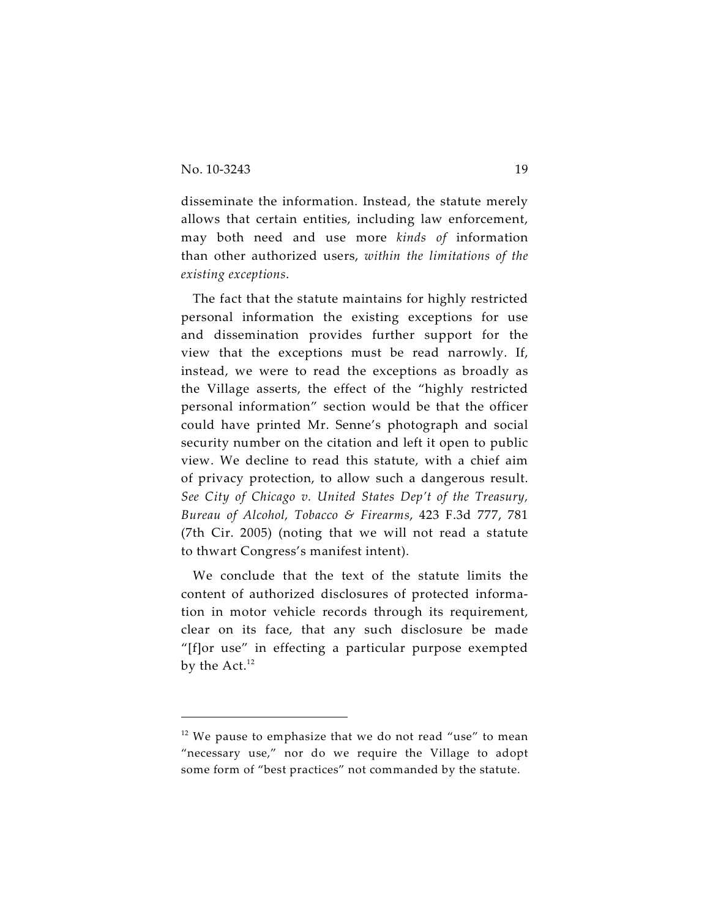disseminate the information. Instead, the statute merely allows that certain entities, including law enforcement, may both need and use more *kinds of* information than other authorized users, *within the limitations of the existing exceptions*.

The fact that the statute maintains for highly restricted personal information the existing exceptions for use and dissemination provides further support for the view that the exceptions must be read narrowly. If, instead, we were to read the exceptions as broadly as the Village asserts, the effect of the "highly restricted personal information" section would be that the officer could have printed Mr. Senne's photograph and social security number on the citation and left it open to public view. We decline to read this statute, with a chief aim of privacy protection, to allow such a dangerous result. *See City of Chicago v. United States Dep't of the Treasury, Bureau of Alcohol, Tobacco & Firearms*, 423 F.3d 777, 781 (7th Cir. 2005) (noting that we will not read a statute to thwart Congress's manifest intent).

We conclude that the text of the statute limits the content of authorized disclosures of protected information in motor vehicle records through its requirement, clear on its face, that any such disclosure be made "[f]or use" in effecting a particular purpose exempted by the Act.[12]

---

[12] We pause to emphasize that we do not read "use" to mean "necessary use," nor do we require the Village to adopt some form of "best practices" not commanded by the statute.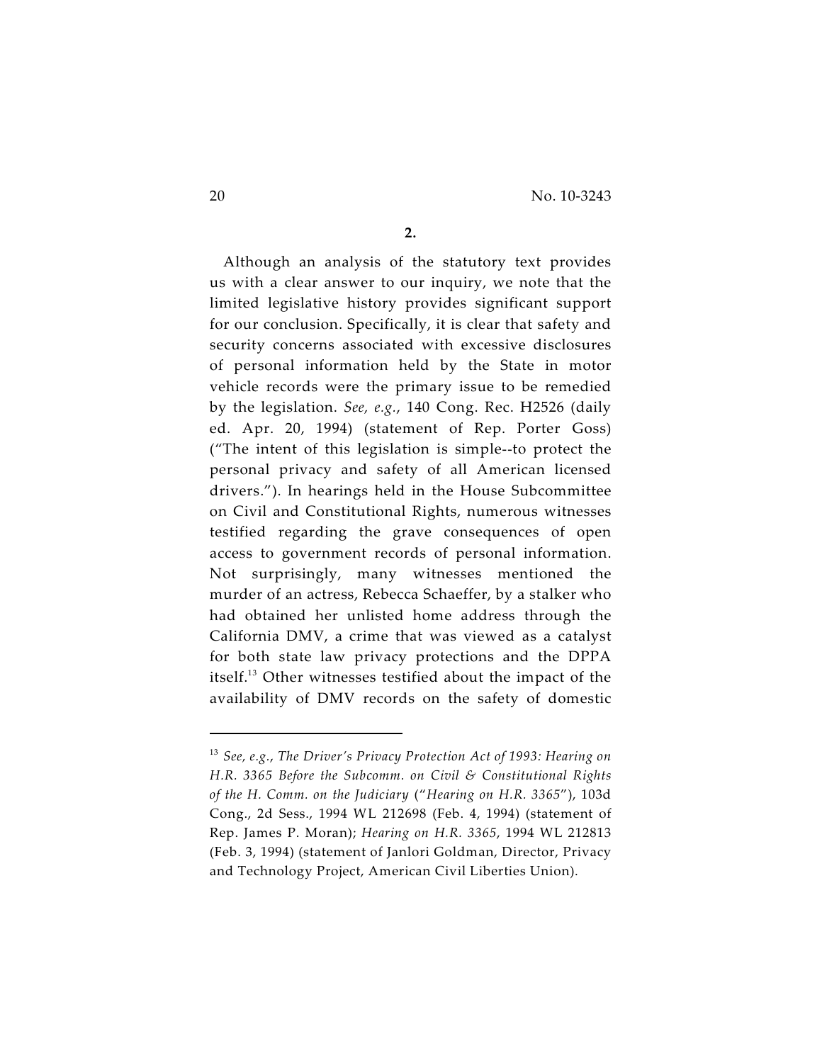**2.**

Although an analysis of the statutory text provides us with a clear answer to our inquiry, we note that the limited legislative history provides significant support for our conclusion. Specifically, it is clear that safety and security concerns associated with excessive disclosures of personal information held by the State in motor vehicle records were the primary issue to be remedied by the legislation. *See, e.g.*, 140 Cong. Rec. H2526 (daily ed. Apr. 20, 1994) (statement of Rep. Porter Goss) ("The intent of this legislation is simple--to protect the personal privacy and safety of all American licensed drivers."). In hearings held in the House Subcommittee on Civil and Constitutional Rights, numerous witnesses testified regarding the grave consequences of open access to government records of personal information. Not surprisingly, many witnesses mentioned the murder of an actress, Rebecca Schaeffer, by a stalker who had obtained her unlisted home address through the California DMV, a crime that was viewed as a catalyst for both state law privacy protections and the DPPA itself.[13] Other witnesses testified about the impact of the availability of DMV records on the safety of domestic

---

[13] *See, e.g.*, *The Driver's Privacy Protection Act of 1993: Hearing on H.R. 3365 Before the Subcomm. on Civil & Constitutional Rights of the H. Comm. on the Judiciary* ("*Hearing on H.R. 3365*"), 103d Cong., 2d Sess., 1994 WL 212698 (Feb. 4, 1994) (statement of Rep. James P. Moran); *Hearing on H.R. 3365*, 1994 WL 212813 (Feb. 3, 1994) (statement of Janlori Goldman, Director, Privacy and Technology Project, American Civil Liberties Union).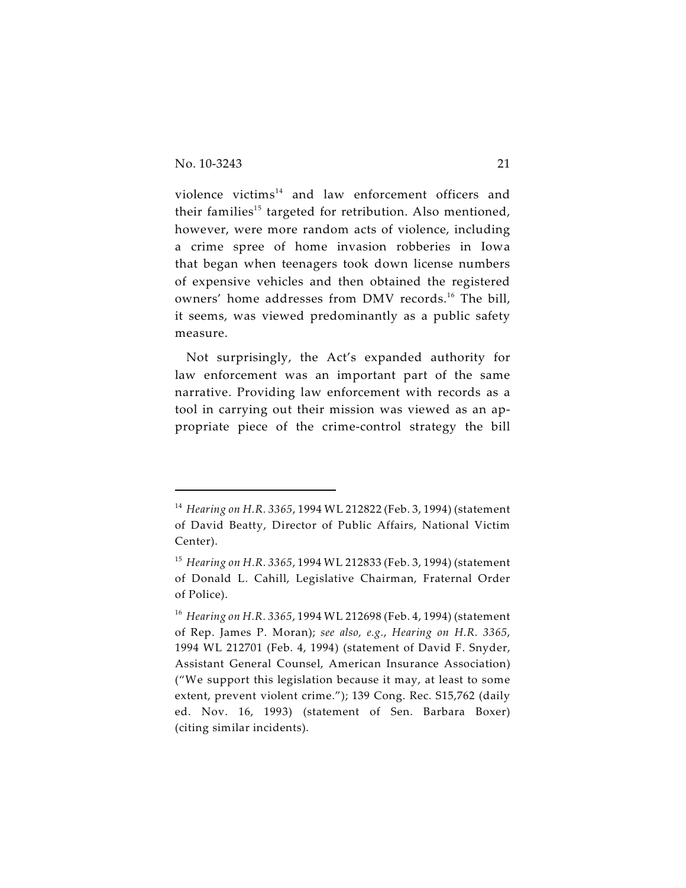violence victims[14] and law enforcement officers and their families[15] targeted for retribution. Also mentioned, however, were more random acts of violence, including a crime spree of home invasion robberies in Iowa that began when teenagers took down license numbers of expensive vehicles and then obtained the registered owners' home addresses from DMV records.[16] The bill, it seems, was viewed predominantly as a public safety measure.

Not surprisingly, the Act's expanded authority for law enforcement was an important part of the same narrative. Providing law enforcement with records as a tool in carrying out their mission was viewed as an appropriate piece of the crime-control strategy the bill

---

[14] *Hearing on H.R. 3365*, 1994 WL 212822 (Feb. 3, 1994) (statement of David Beatty, Director of Public Affairs, National Victim Center).

[15] *Hearing on H.R. 3365*, 1994 WL 212833 (Feb. 3, 1994) (statement of Donald L. Cahill, Legislative Chairman, Fraternal Order of Police).

[16] *Hearing on H.R. 3365*, 1994 WL 212698 (Feb. 4, 1994) (statement of Rep. James P. Moran); *see also, e.g.*, *Hearing on H.R. 3365*, 1994 WL 212701 (Feb. 4, 1994) (statement of David F. Snyder, Assistant General Counsel, American Insurance Association) ("We support this legislation because it may, at least to some extent, prevent violent crime."); 139 Cong. Rec. S15,762 (daily ed. Nov. 16, 1993) (statement of Sen. Barbara Boxer) (citing similar incidents).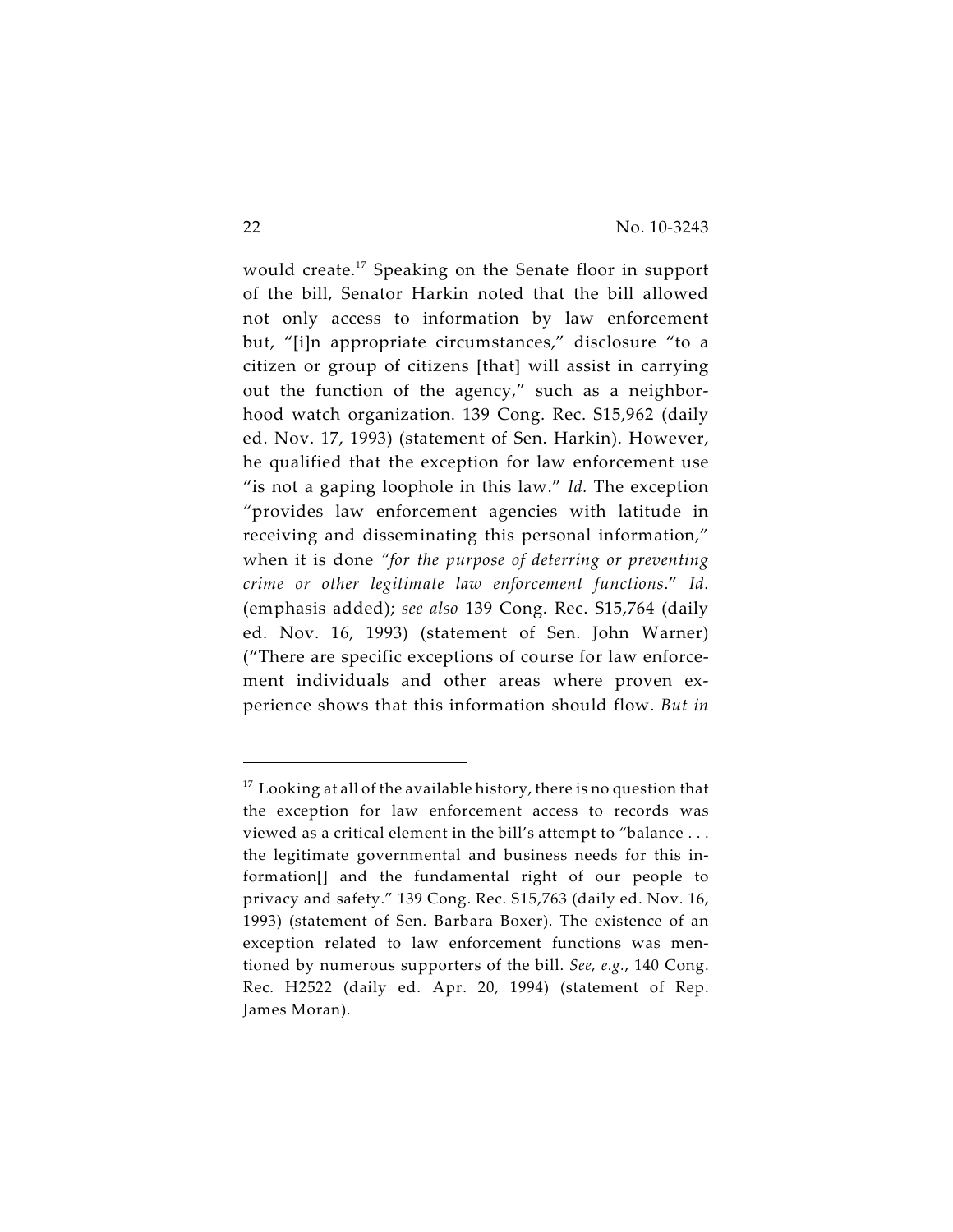would create.[17] Speaking on the Senate floor in support of the bill, Senator Harkin noted that the bill allowed not only access to information by law enforcement but, "[i]n appropriate circumstances," disclosure "to a citizen or group of citizens [that] will assist in carrying out the function of the agency," such as a neighborhood watch organization. 139 Cong. Rec. S15,962 (daily ed. Nov. 17, 1993) (statement of Sen. Harkin). However, he qualified that the exception for law enforcement use "is not a gaping loophole in this law." *Id.* The exception "provides law enforcement agencies with latitude in receiving and disseminating this personal information," when it is done *"for the purpose of deterring or preventing crime or other legitimate law enforcement functions."* *Id.* (emphasis added); *see also* 139 Cong. Rec. S15,764 (daily ed. Nov. 16, 1993) (statement of Sen. John Warner) ("There are specific exceptions of course for law enforcement individuals and other areas where proven experience shows that this information should flow. *But in*

---

[17] Looking at all of the available history, there is no question that the exception for law enforcement access to records was viewed as a critical element in the bill's attempt to "balance . . . the legitimate governmental and business needs for this information[] and the fundamental right of our people to privacy and safety." 139 Cong. Rec. S15,763 (daily ed. Nov. 16, 1993) (statement of Sen. Barbara Boxer). The existence of an exception related to law enforcement functions was mentioned by numerous supporters of the bill. *See, e.g.*, 140 Cong. Rec. H2522 (daily ed. Apr. 20, 1994) (statement of Rep. James Moran).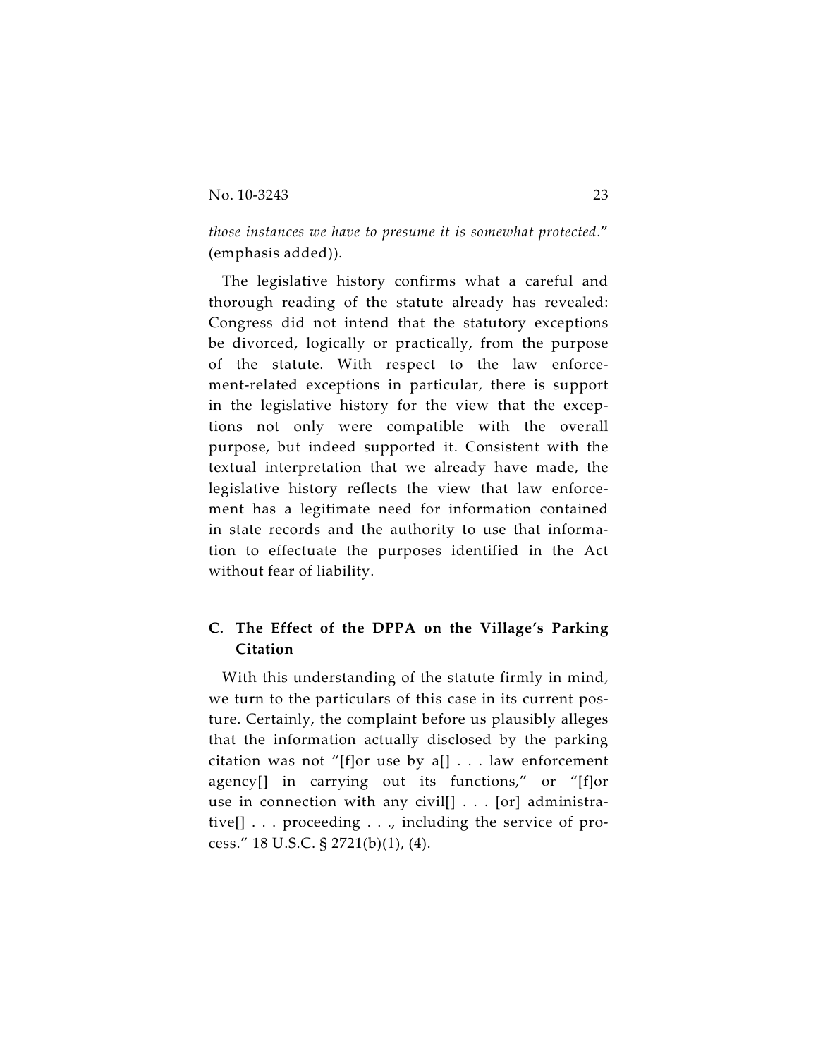*those instances we have to presume it is somewhat protected*." (emphasis added)).

The legislative history confirms what a careful and thorough reading of the statute already has revealed: Congress did not intend that the statutory exceptions be divorced, logically or practically, from the purpose of the statute. With respect to the law enforcement-related exceptions in particular, there is support in the legislative history for the view that the exceptions not only were compatible with the overall purpose, but indeed supported it. Consistent with the textual interpretation that we already have made, the legislative history reflects the view that law enforcement has a legitimate need for information contained in state records and the authority to use that information to effectuate the purposes identified in the Act without fear of liability.

### C. The Effect of the DPPA on the Village's Parking Citation

With this understanding of the statute firmly in mind, we turn to the particulars of this case in its current posture. Certainly, the complaint before us plausibly alleges that the information actually disclosed by the parking citation was not "[f]or use by a[] . . . law enforcement agency[] in carrying out its functions," or "[f]or use in connection with any civil[] . . . [or] administrative[] . . . proceeding . . ., including the service of process." 18 U.S.C. § 2721(b)(1), (4).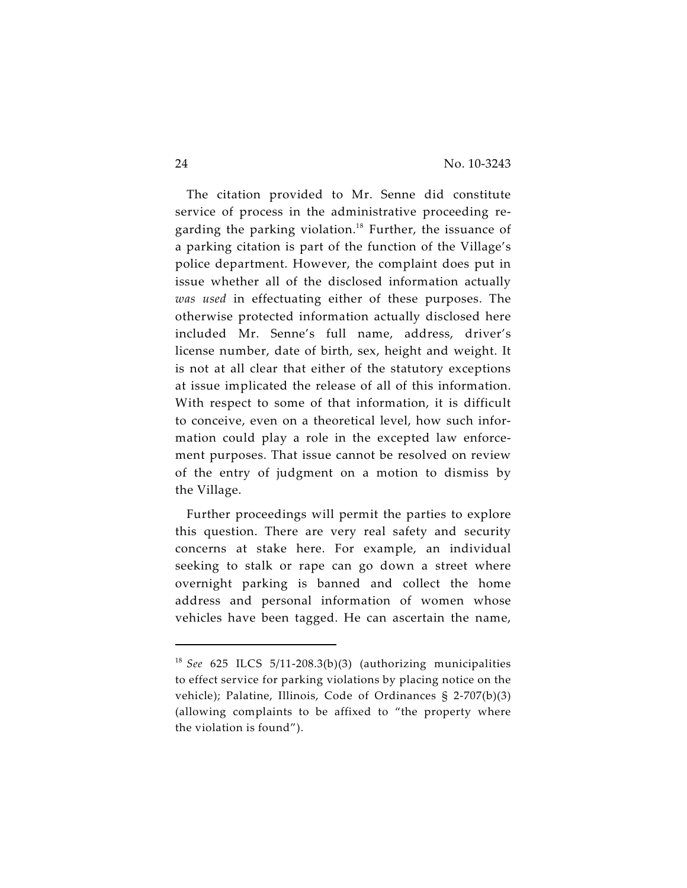The citation provided to Mr. Senne did constitute service of process in the administrative proceeding regarding the parking violation.[18] Further, the issuance of a parking citation is part of the function of the Village's police department. However, the complaint does put in issue whether all of the disclosed information actually *was used* in effectuating either of these purposes. The otherwise protected information actually disclosed here included Mr. Senne's full name, address, driver's license number, date of birth, sex, height and weight. It is not at all clear that either of the statutory exceptions at issue implicated the release of all of this information. With respect to some of that information, it is difficult to conceive, even on a theoretical level, how such information could play a role in the excepted law enforcement purposes. That issue cannot be resolved on review of the entry of judgment on a motion to dismiss by the Village.

Further proceedings will permit the parties to explore this question. There are very real safety and security concerns at stake here. For example, an individual seeking to stalk or rape can go down a street where overnight parking is banned and collect the home address and personal information of women whose vehicles have been tagged. He can ascertain the name,

---

[18] *See* 625 ILCS 5/11-208.3(b)(3) (authorizing municipalities to effect service for parking violations by placing notice on the vehicle); Palatine, Illinois, Code of Ordinances § 2-707(b)(3) (allowing complaints to be affixed to "the property where the violation is found").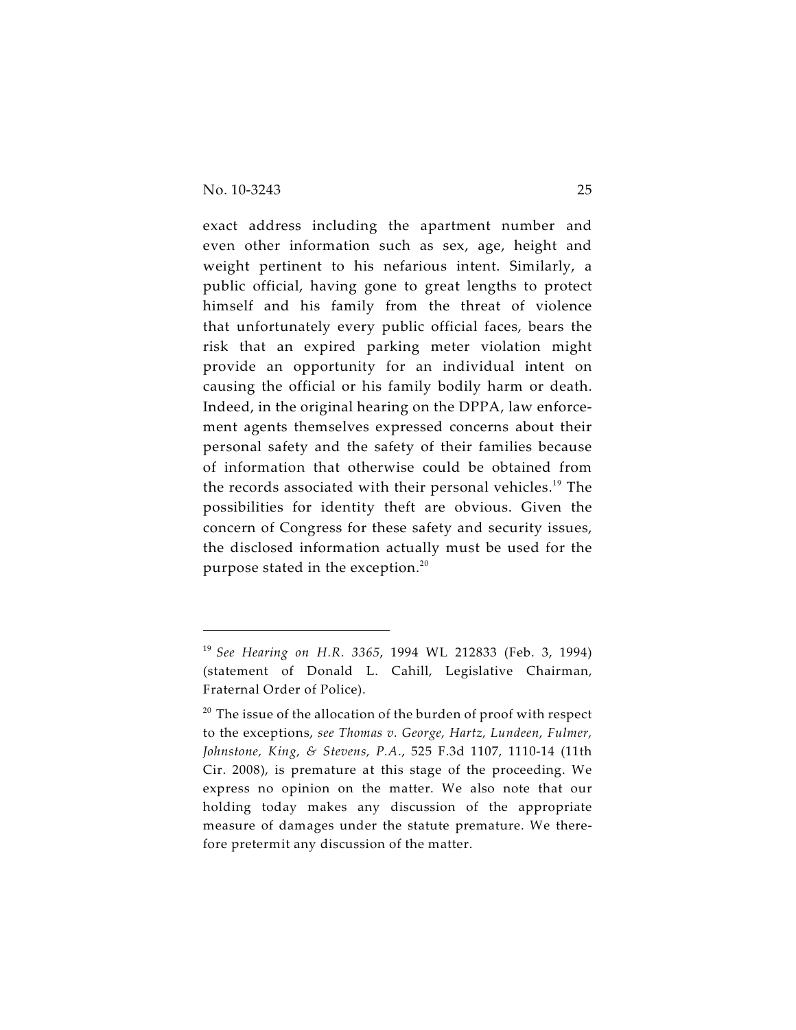exact address including the apartment number and even other information such as sex, age, height and weight pertinent to his nefarious intent. Similarly, a public official, having gone to great lengths to protect himself and his family from the threat of violence that unfortunately every public official faces, bears the risk that an expired parking meter violation might provide an opportunity for an individual intent on causing the official or his family bodily harm or death. Indeed, in the original hearing on the DPPA, law enforcement agents themselves expressed concerns about their personal safety and the safety of their families because of information that otherwise could be obtained from the records associated with their personal vehicles.[19] The possibilities for identity theft are obvious. Given the concern of Congress for these safety and security issues, the disclosed information actually must be used for the purpose stated in the exception.[20]

---

[19] *See Hearing on H.R. 3365*, 1994 WL 212833 (Feb. 3, 1994) (statement of Donald L. Cahill, Legislative Chairman, Fraternal Order of Police).

[20] The issue of the allocation of the burden of proof with respect to the exceptions, *see Thomas v. George, Hartz, Lundeen, Fulmer, Johnstone, King, & Stevens, P.A.*, 525 F.3d 1107, 1110-14 (11th Cir. 2008), is premature at this stage of the proceeding. We express no opinion on the matter. We also note that our holding today makes any discussion of the appropriate measure of damages under the statute premature. We therefore pretermit any discussion of the matter.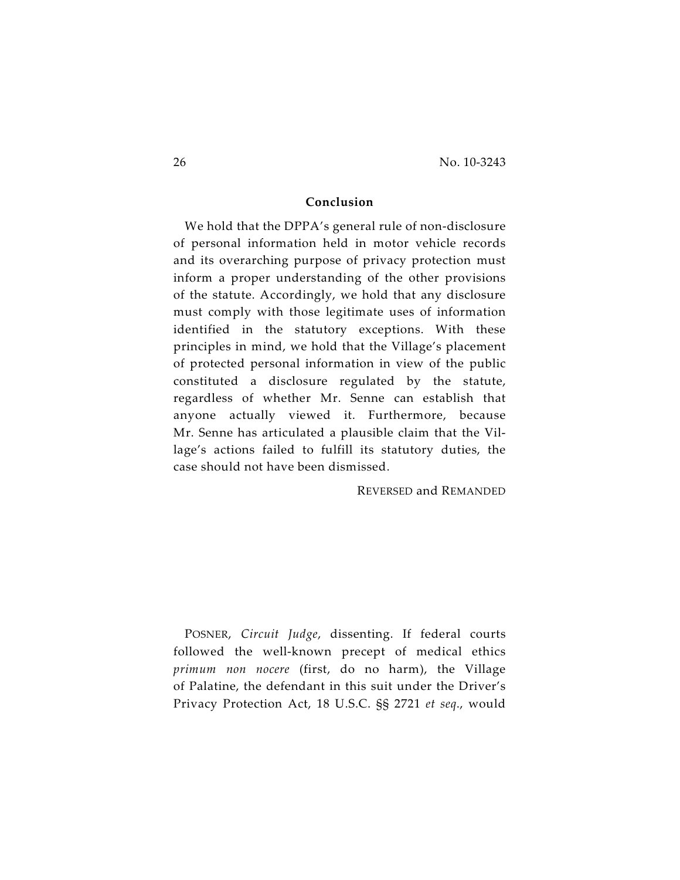## Conclusion

We hold that the DPPA's general rule of non-disclosure of personal information held in motor vehicle records and its overarching purpose of privacy protection must inform a proper understanding of the other provisions of the statute. Accordingly, we hold that any disclosure must comply with those legitimate uses of information identified in the statutory exceptions. With these principles in mind, we hold that the Village's placement of protected personal information in view of the public constituted a disclosure regulated by the statute, regardless of whether Mr. Senne can establish that anyone actually viewed it. Furthermore, because Mr. Senne has articulated a plausible claim that the Village's actions failed to fulfill its statutory duties, the case should not have been dismissed.

REVERSED and REMANDED

POSNER, *Circuit Judge*, dissenting. If federal courts followed the well-known precept of medical ethics *primum non nocere* (first, do no harm), the Village of Palatine, the defendant in this suit under the Driver's Privacy Protection Act, 18 U.S.C. §§ 2721 *et seq*., would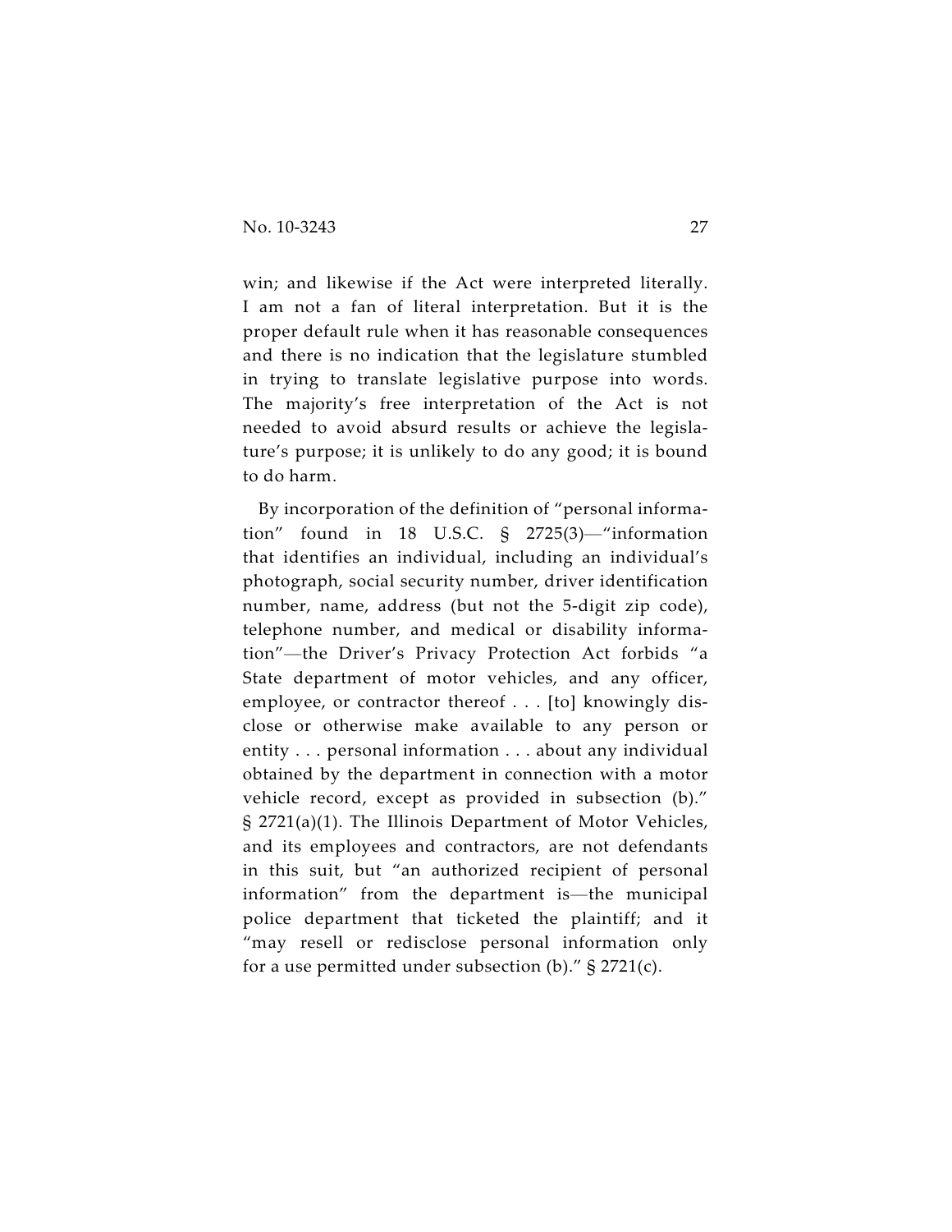win; and likewise if the Act were interpreted literally. I am not a fan of literal interpretation. But it is the proper default rule when it has reasonable consequences and there is no indication that the legislature stumbled in trying to translate legislative purpose into words. The majority's free interpretation of the Act is not needed to avoid absurd results or achieve the legislature's purpose; it is unlikely to do any good; it is bound to do harm.

By incorporation of the definition of "personal information" found in 18 U.S.C. § 2725(3)—"information that identifies an individual, including an individual's photograph, social security number, driver identification number, name, address (but not the 5-digit zip code), telephone number, and medical or disability information"—the Driver's Privacy Protection Act forbids "a State department of motor vehicles, and any officer, employee, or contractor thereof . . . [to] knowingly disclose or otherwise make available to any person or entity . . . personal information . . . about any individual obtained by the department in connection with a motor vehicle record, except as provided in subsection (b)." § 2721(a)(1). The Illinois Department of Motor Vehicles, and its employees and contractors, are not defendants in this suit, but "an authorized recipient of personal information" from the department is—the municipal police department that ticketed the plaintiff; and it "may resell or redisclose personal information only for a use permitted under subsection (b)." § 2721(c).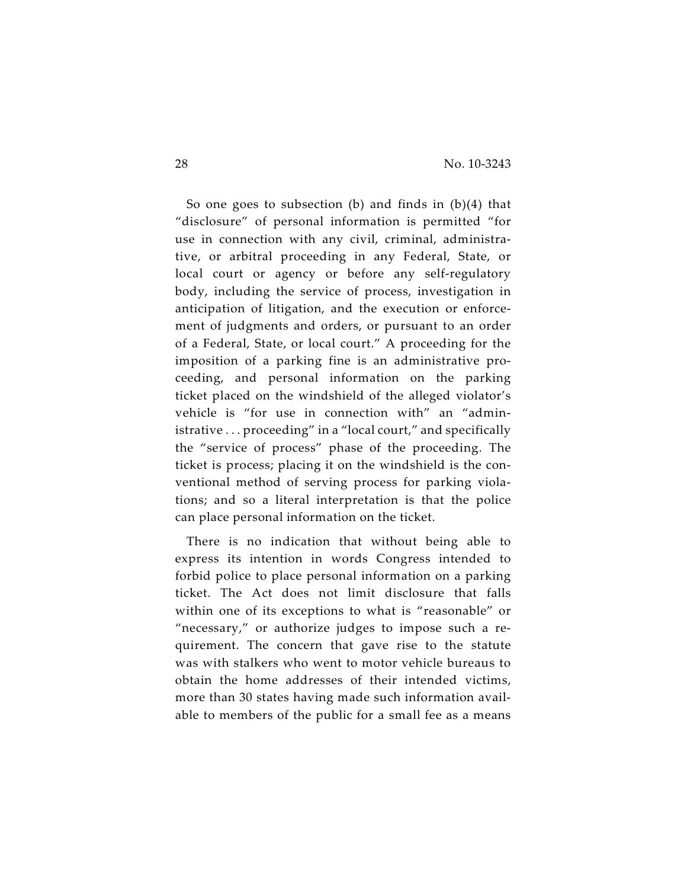So one goes to subsection (b) and finds in (b)(4) that "disclosure" of personal information is permitted "for use in connection with any civil, criminal, administrative, or arbitral proceeding in any Federal, State, or local court or agency or before any self-regulatory body, including the service of process, investigation in anticipation of litigation, and the execution or enforcement of judgments and orders, or pursuant to an order of a Federal, State, or local court." A proceeding for the imposition of a parking fine is an administrative proceeding, and personal information on the parking ticket placed on the windshield of the alleged violator's vehicle is "for use in connection with" an "administrative . . . proceeding" in a "local court," and specifically the "service of process" phase of the proceeding. The ticket is process; placing it on the windshield is the conventional method of serving process for parking violations; and so a literal interpretation is that the police can place personal information on the ticket.

There is no indication that without being able to express its intention in words Congress intended to forbid police to place personal information on a parking ticket. The Act does not limit disclosure that falls within one of its exceptions to what is "reasonable" or "necessary," or authorize judges to impose such a requirement. The concern that gave rise to the statute was with stalkers who went to motor vehicle bureaus to obtain the home addresses of their intended victims, more than 30 states having made such information available to members of the public for a small fee as a means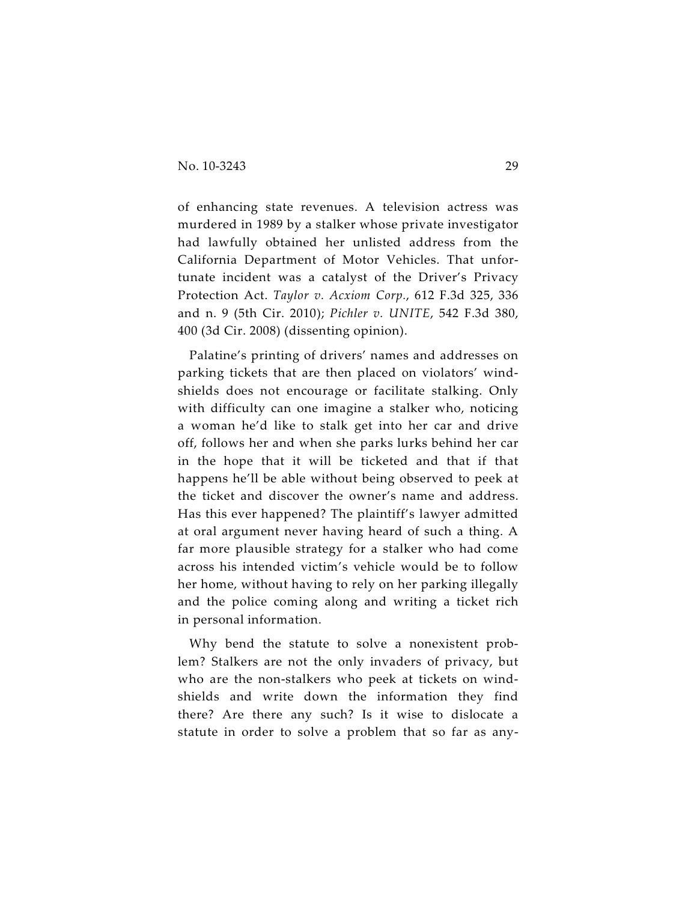of enhancing state revenues. A television actress was murdered in 1989 by a stalker whose private investigator had lawfully obtained her unlisted address from the California Department of Motor Vehicles. That unfortunate incident was a catalyst of the Driver's Privacy Protection Act. *Taylor v. Acxiom Corp.*, 612 F.3d 325, 336 and n. 9 (5th Cir. 2010); *Pichler v. UNITE*, 542 F.3d 380, 400 (3d Cir. 2008) (dissenting opinion).

Palatine's printing of drivers' names and addresses on parking tickets that are then placed on violators' windshields does not encourage or facilitate stalking. Only with difficulty can one imagine a stalker who, noticing a woman he'd like to stalk get into her car and drive off, follows her and when she parks lurks behind her car in the hope that it will be ticketed and that if that happens he'll be able without being observed to peek at the ticket and discover the owner's name and address. Has this ever happened? The plaintiff's lawyer admitted at oral argument never having heard of such a thing. A far more plausible strategy for a stalker who had come across his intended victim's vehicle would be to follow her home, without having to rely on her parking illegally and the police coming along and writing a ticket rich in personal information.

Why bend the statute to solve a nonexistent problem? Stalkers are not the only invaders of privacy, but who are the non-stalkers who peek at tickets on windshields and write down the information they find there? Are there any such? Is it wise to dislocate a statute in order to solve a problem that so far as any-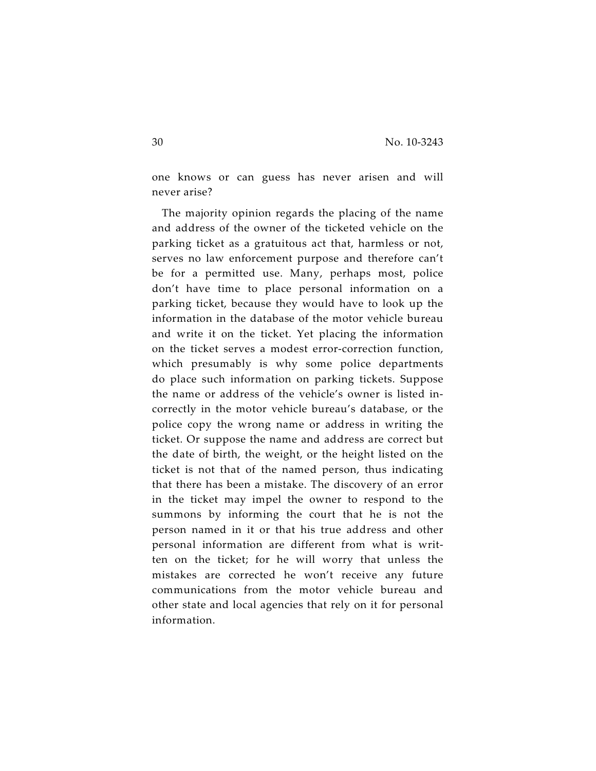one knows or can guess has never arisen and will never arise?

The majority opinion regards the placing of the name and address of the owner of the ticketed vehicle on the parking ticket as a gratuitous act that, harmless or not, serves no law enforcement purpose and therefore can't be for a permitted use. Many, perhaps most, police don't have time to place personal information on a parking ticket, because they would have to look up the information in the database of the motor vehicle bureau and write it on the ticket. Yet placing the information on the ticket serves a modest error-correction function, which presumably is why some police departments do place such information on parking tickets. Suppose the name or address of the vehicle's owner is listed incorrectly in the motor vehicle bureau's database, or the police copy the wrong name or address in writing the ticket. Or suppose the name and address are correct but the date of birth, the weight, or the height listed on the ticket is not that of the named person, thus indicating that there has been a mistake. The discovery of an error in the ticket may impel the owner to respond to the summons by informing the court that he is not the person named in it or that his true address and other personal information are different from what is written on the ticket; for he will worry that unless the mistakes are corrected he won't receive any future communications from the motor vehicle bureau and other state and local agencies that rely on it for personal information.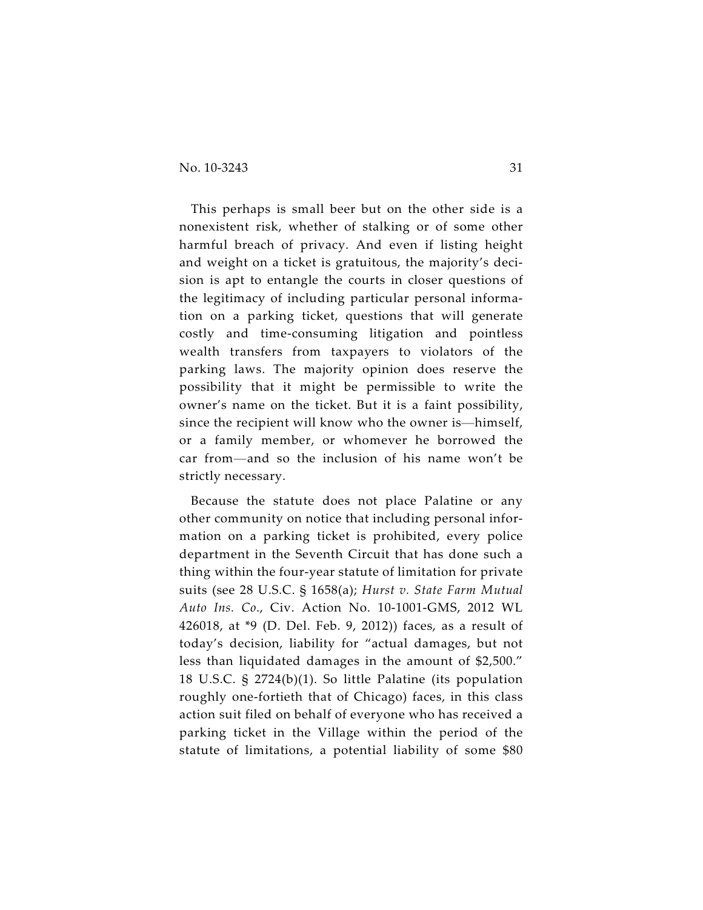This perhaps is small beer but on the other side is a nonexistent risk, whether of stalking or of some other harmful breach of privacy. And even if listing height and weight on a ticket is gratuitous, the majority's decision is apt to entangle the courts in closer questions of the legitimacy of including particular personal information on a parking ticket, questions that will generate costly and time-consuming litigation and pointless wealth transfers from taxpayers to violators of the parking laws. The majority opinion does reserve the possibility that it might be permissible to write the owner's name on the ticket. But it is a faint possibility, since the recipient will know who the owner is—himself, or a family member, or whomever he borrowed the car from—and so the inclusion of his name won't be strictly necessary.

Because the statute does not place Palatine or any other community on notice that including personal information on a parking ticket is prohibited, every police department in the Seventh Circuit that has done such a thing within the four-year statute of limitation for private suits (see 28 U.S.C. § 1658(a); *Hurst v. State Farm Mutual Auto Ins. Co.*, Civ. Action No. 10-1001-GMS, 2012 WL 426018, at *9 (D. Del. Feb. 9, 2012)) faces, as a result of today's decision, liability for "actual damages, but not less than liquidated damages in the amount of $2,500." 18 U.S.C. § 2724(b)(1). So little Palatine (its population roughly one-fortieth that of Chicago) faces, in this class action suit filed on behalf of everyone who has received a parking ticket in the Village within the period of the statute of limitations, a potential liability of some $80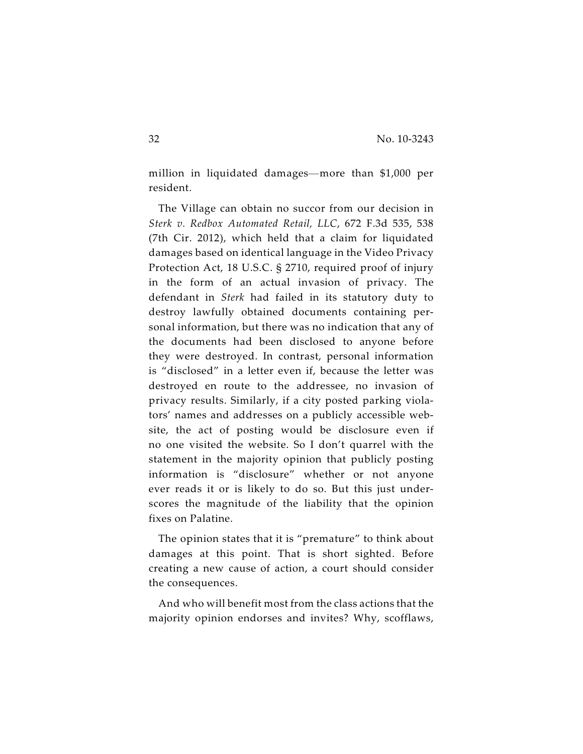million in liquidated damages—more than $1,000 per resident.

The Village can obtain no succor from our decision in *Sterk v. Redbox Automated Retail, LLC*, 672 F.3d 535, 538 (7th Cir. 2012), which held that a claim for liquidated damages based on identical language in the Video Privacy Protection Act, 18 U.S.C. § 2710, required proof of injury in the form of an actual invasion of privacy. The defendant in *Sterk* had failed in its statutory duty to destroy lawfully obtained documents containing personal information, but there was no indication that any of the documents had been disclosed to anyone before they were destroyed. In contrast, personal information is "disclosed" in a letter even if, because the letter was destroyed en route to the addressee, no invasion of privacy results. Similarly, if a city posted parking violators' names and addresses on a publicly accessible website, the act of posting would be disclosure even if no one visited the website. So I don't quarrel with the statement in the majority opinion that publicly posting information is "disclosure" whether or not anyone ever reads it or is likely to do so. But this just underscores the magnitude of the liability that the opinion fixes on Palatine.

The opinion states that it is "premature" to think about damages at this point. That is short sighted. Before creating a new cause of action, a court should consider the consequences.

And who will benefit most from the class actions that the majority opinion endorses and invites? Why, scofflaws,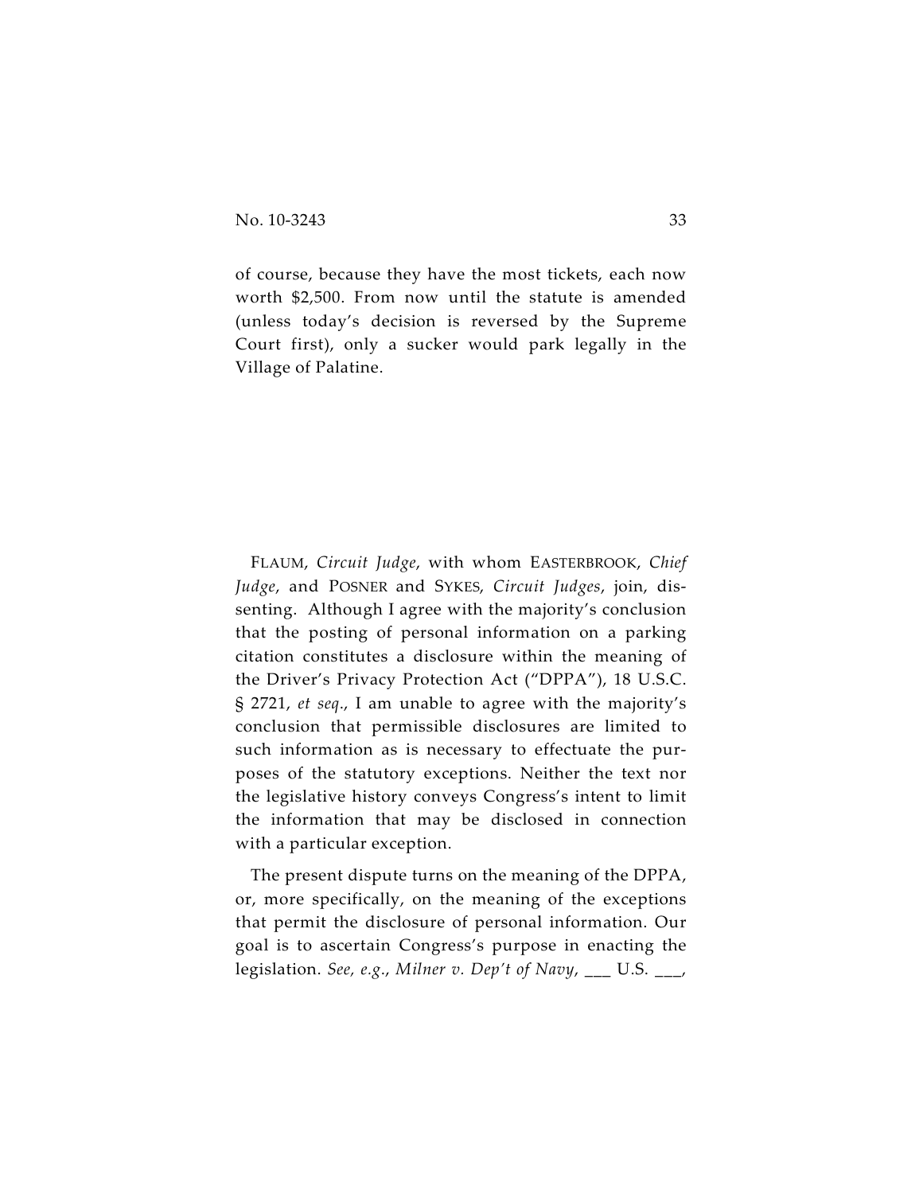of course, because they have the most tickets, each now worth $2,500. From now until the statute is amended (unless today's decision is reversed by the Supreme Court first), only a sucker would park legally in the Village of Palatine.

FLAUM, *Circuit Judge*, with whom EASTERBROOK, *Chief Judge*, and POSNER and SYKES, *Circuit Judges*, join, dissenting. Although I agree with the majority's conclusion that the posting of personal information on a parking citation constitutes a disclosure within the meaning of the Driver's Privacy Protection Act ("DPPA"), 18 U.S.C. § 2721, *et seq.*, I am unable to agree with the majority's conclusion that permissible disclosures are limited to such information as is necessary to effectuate the purposes of the statutory exceptions. Neither the text nor the legislative history conveys Congress's intent to limit the information that may be disclosed in connection with a particular exception.

The present dispute turns on the meaning of the DPPA, or, more specifically, on the meaning of the exceptions that permit the disclosure of personal information. Our goal is to ascertain Congress's purpose in enacting the legislation. *See, e.g.*, *Milner v. Dep't of Navy*, ___ U.S. ___,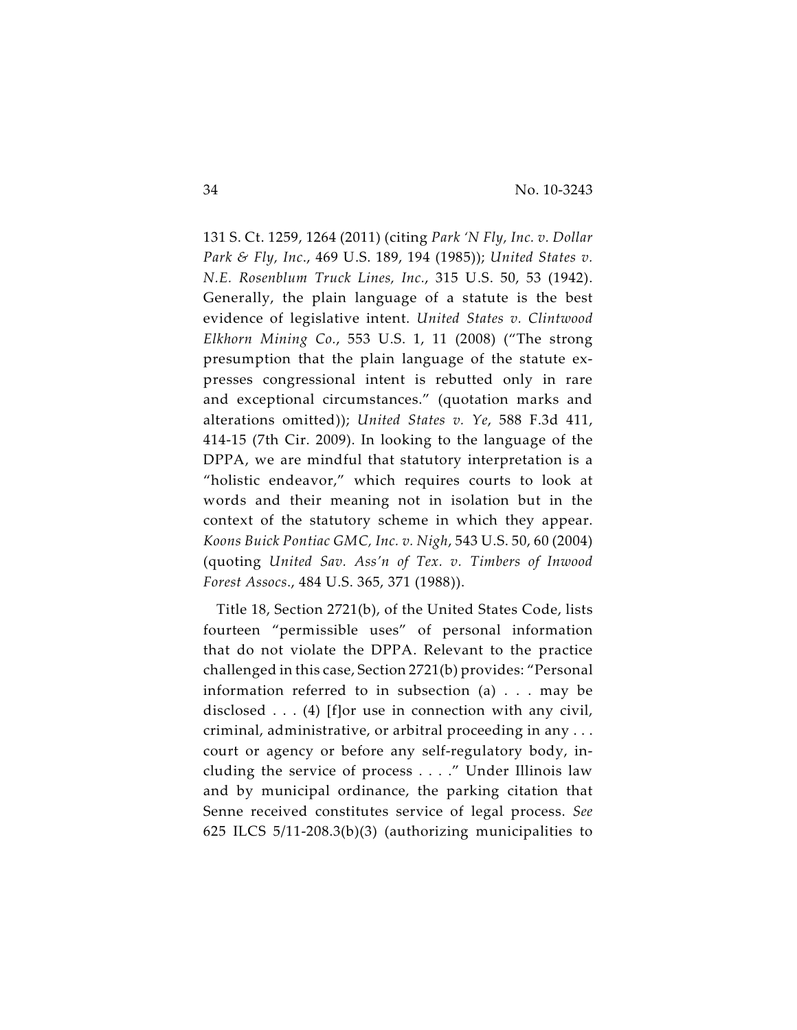131 S. Ct. 1259, 1264 (2011) (citing *Park 'N Fly, Inc. v. Dollar Park & Fly, Inc.*, 469 U.S. 189, 194 (1985)); *United States v. N.E. Rosenblum Truck Lines, Inc.*, 315 U.S. 50, 53 (1942). Generally, the plain language of a statute is the best evidence of legislative intent. *United States v. Clintwood Elkhorn Mining Co.*, 553 U.S. 1, 11 (2008) ("The strong presumption that the plain language of the statute expresses congressional intent is rebutted only in rare and exceptional circumstances." (quotation marks and alterations omitted)); *United States v. Ye*, 588 F.3d 411, 414-15 (7th Cir. 2009). In looking to the language of the DPPA, we are mindful that statutory interpretation is a "holistic endeavor," which requires courts to look at words and their meaning not in isolation but in the context of the statutory scheme in which they appear. *Koons Buick Pontiac GMC, Inc. v. Nigh*, 543 U.S. 50, 60 (2004) (quoting *United Sav. Ass'n of Tex. v. Timbers of Inwood Forest Assocs.*, 484 U.S. 365, 371 (1988)).

Title 18, Section 2721(b), of the United States Code, lists fourteen "permissible uses" of personal information that do not violate the DPPA. Relevant to the practice challenged in this case, Section 2721(b) provides: "Personal information referred to in subsection (a) . . . may be disclosed . . . (4) [f]or use in connection with any civil, criminal, administrative, or arbitral proceeding in any . . . court or agency or before any self-regulatory body, including the service of process . . . ." Under Illinois law and by municipal ordinance, the parking citation that Senne received constitutes service of legal process. *See* 625 ILCS 5/11-208.3(b)(3) (authorizing municipalities to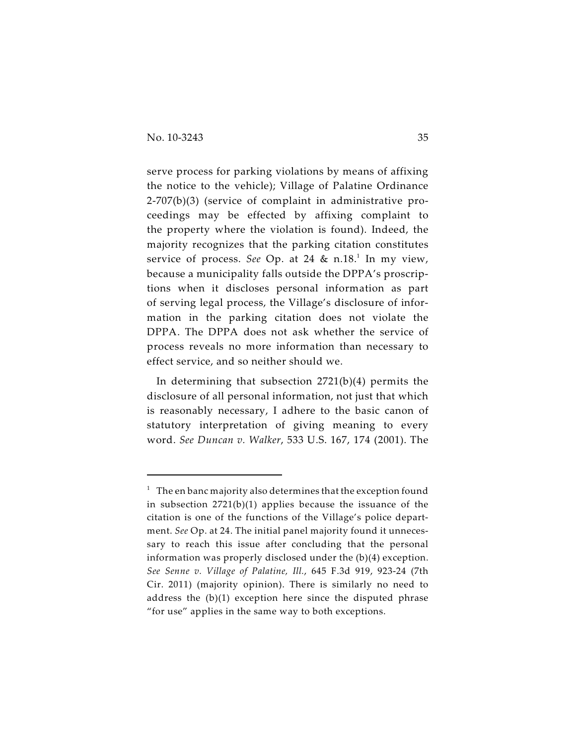serve process for parking violations by means of affixing the notice to the vehicle); Village of Palatine Ordinance 2-707(b)(3) (service of complaint in administrative proceedings may be effected by affixing complaint to the property where the violation is found). Indeed, the majority recognizes that the parking citation constitutes service of process. *See* Op. at 24 & n.18.[1] In my view, because a municipality falls outside the DPPA's proscriptions when it discloses personal information as part of serving legal process, the Village's disclosure of information in the parking citation does not violate the DPPA. The DPPA does not ask whether the service of process reveals no more information than necessary to effect service, and so neither should we.

In determining that subsection 2721(b)(4) permits the disclosure of all personal information, not just that which is reasonably necessary, I adhere to the basic canon of statutory interpretation of giving meaning to every word. *See Duncan v. Walker*, 533 U.S. 167, 174 (2001). The

---

[1] The en banc majority also determines that the exception found in subsection 2721(b)(1) applies because the issuance of the citation is one of the functions of the Village's police department. *See* Op. at 24. The initial panel majority found it unnecessary to reach this issue after concluding that the personal information was properly disclosed under the (b)(4) exception. *See Senne v. Village of Palatine, Ill.*, 645 F.3d 919, 923-24 (7th Cir. 2011) (majority opinion). There is similarly no need to address the (b)(1) exception here since the disputed phrase "for use" applies in the same way to both exceptions.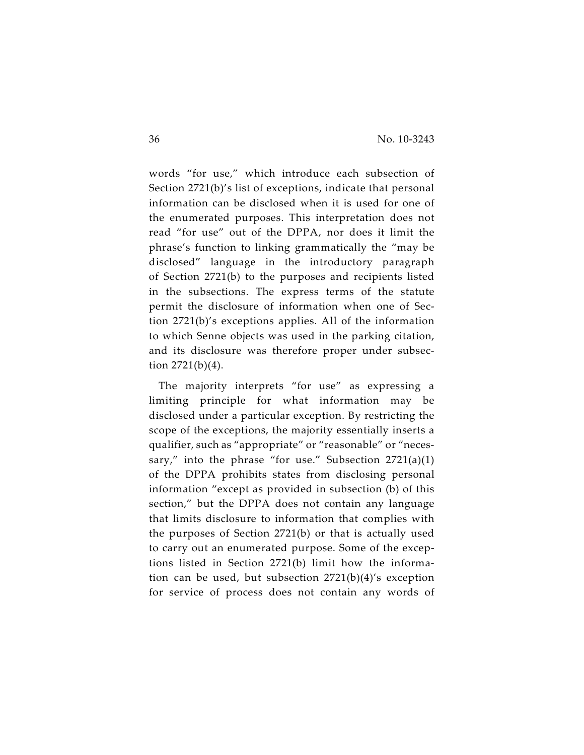words "for use," which introduce each subsection of Section 2721(b)'s list of exceptions, indicate that personal information can be disclosed when it is used for one of the enumerated purposes. This interpretation does not read "for use" out of the DPPA, nor does it limit the phrase's function to linking grammatically the "may be disclosed" language in the introductory paragraph of Section 2721(b) to the purposes and recipients listed in the subsections. The express terms of the statute permit the disclosure of information when one of Section 2721(b)'s exceptions applies. All of the information to which Senne objects was used in the parking citation, and its disclosure was therefore proper under subsection 2721(b)(4).

The majority interprets "for use" as expressing a limiting principle for what information may be disclosed under a particular exception. By restricting the scope of the exceptions, the majority essentially inserts a qualifier, such as "appropriate" or "reasonable" or "necessary," into the phrase "for use." Subsection 2721(a)(1) of the DPPA prohibits states from disclosing personal information "except as provided in subsection (b) of this section," but the DPPA does not contain any language that limits disclosure to information that complies with the purposes of Section 2721(b) or that is actually used to carry out an enumerated purpose. Some of the exceptions listed in Section 2721(b) limit how the information can be used, but subsection 2721(b)(4)'s exception for service of process does not contain any words of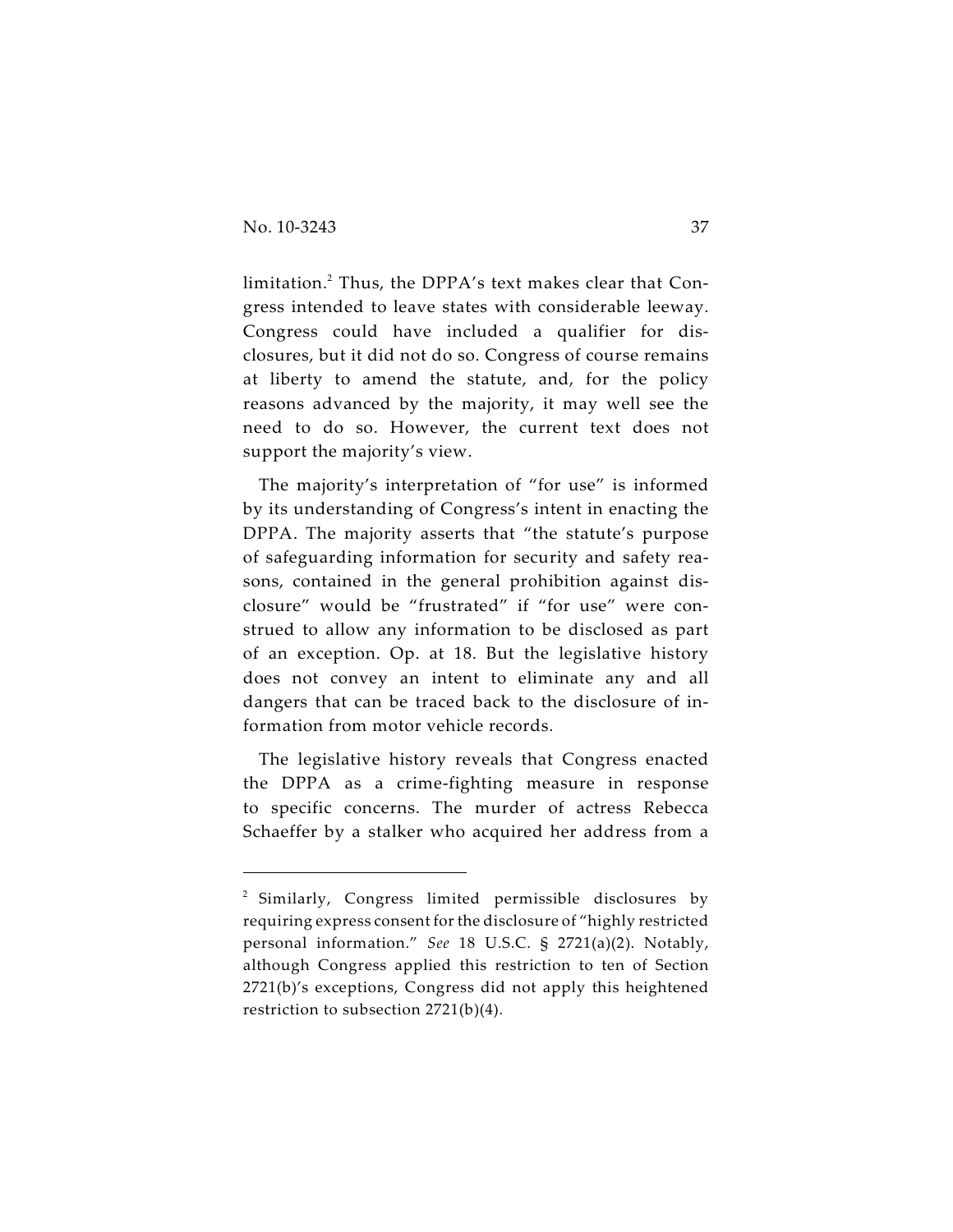limitation.[2] Thus, the DPPA's text makes clear that Congress intended to leave states with considerable leeway. Congress could have included a qualifier for disclosures, but it did not do so. Congress of course remains at liberty to amend the statute, and, for the policy reasons advanced by the majority, it may well see the need to do so. However, the current text does not support the majority's view.

The majority's interpretation of "for use" is informed by its understanding of Congress's intent in enacting the DPPA. The majority asserts that "the statute's purpose of safeguarding information for security and safety reasons, contained in the general prohibition against disclosure" would be "frustrated" if "for use" were construed to allow any information to be disclosed as part of an exception. Op. at 18. But the legislative history does not convey an intent to eliminate any and all dangers that can be traced back to the disclosure of information from motor vehicle records.

The legislative history reveals that Congress enacted the DPPA as a crime-fighting measure in response to specific concerns. The murder of actress Rebecca Schaeffer by a stalker who acquired her address from a

---

[2] Similarly, Congress limited permissible disclosures by requiring express consent for the disclosure of "highly restricted personal information." *See* 18 U.S.C. § 2721(a)(2). Notably, although Congress applied this restriction to ten of Section 2721(b)'s exceptions, Congress did not apply this heightened restriction to subsection 2721(b)(4).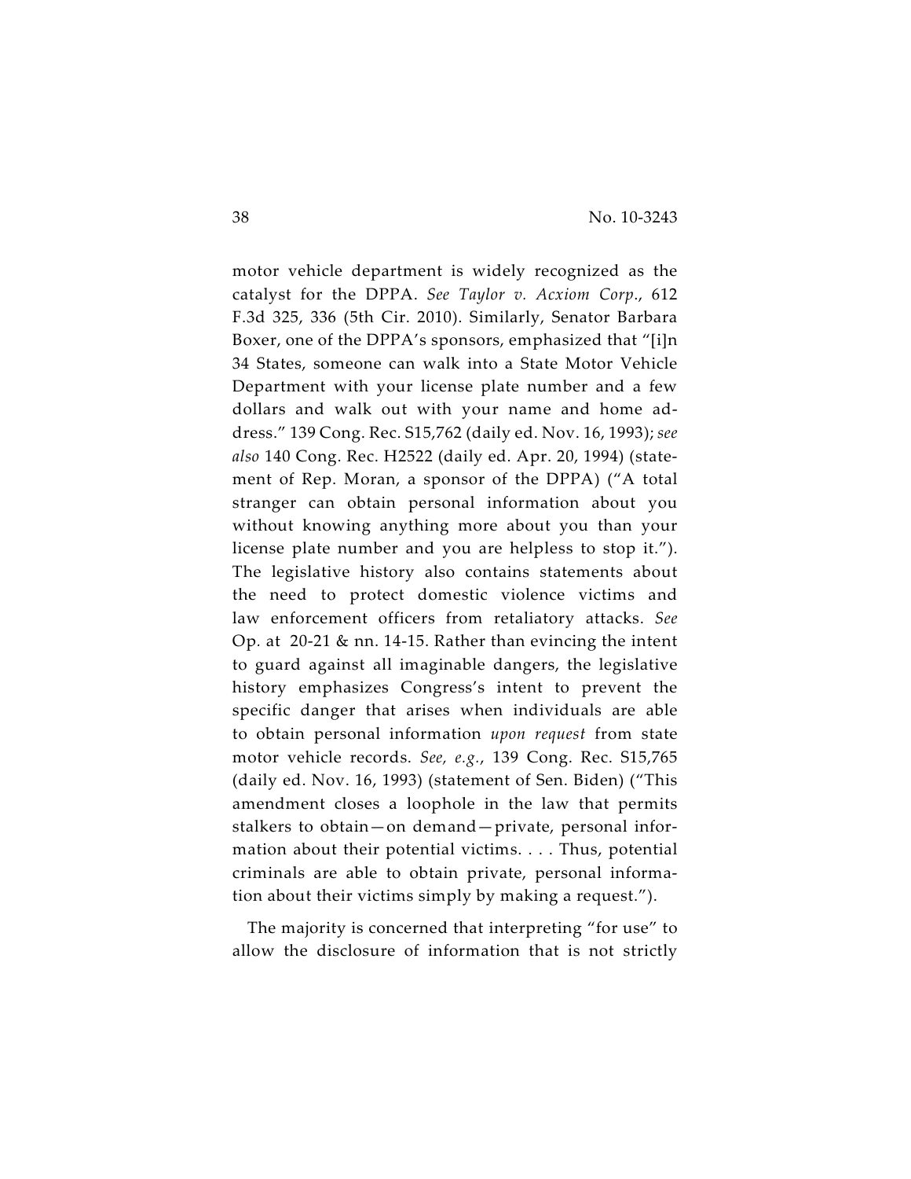motor vehicle department is widely recognized as the catalyst for the DPPA. *See Taylor v. Acxiom Corp*., 612 F.3d 325, 336 (5th Cir. 2010). Similarly, Senator Barbara Boxer, one of the DPPA's sponsors, emphasized that "[i]n 34 States, someone can walk into a State Motor Vehicle Department with your license plate number and a few dollars and walk out with your name and home address." 139 Cong. Rec. S15,762 (daily ed. Nov. 16, 1993); *see also* 140 Cong. Rec. H2522 (daily ed. Apr. 20, 1994) (statement of Rep. Moran, a sponsor of the DPPA) ("A total stranger can obtain personal information about you without knowing anything more about you than your license plate number and you are helpless to stop it."). The legislative history also contains statements about the need to protect domestic violence victims and law enforcement officers from retaliatory attacks. *See* Op. at 20-21 & nn. 14-15. Rather than evincing the intent to guard against all imaginable dangers, the legislative history emphasizes Congress's intent to prevent the specific danger that arises when individuals are able to obtain personal information *upon request* from state motor vehicle records. *See, e.g.*, 139 Cong. Rec. S15,765 (daily ed. Nov. 16, 1993) (statement of Sen. Biden) ("This amendment closes a loophole in the law that permits stalkers to obtain—on demand—private, personal information about their potential victims. . . . Thus, potential criminals are able to obtain private, personal information about their victims simply by making a request.").

The majority is concerned that interpreting "for use" to allow the disclosure of information that is not strictly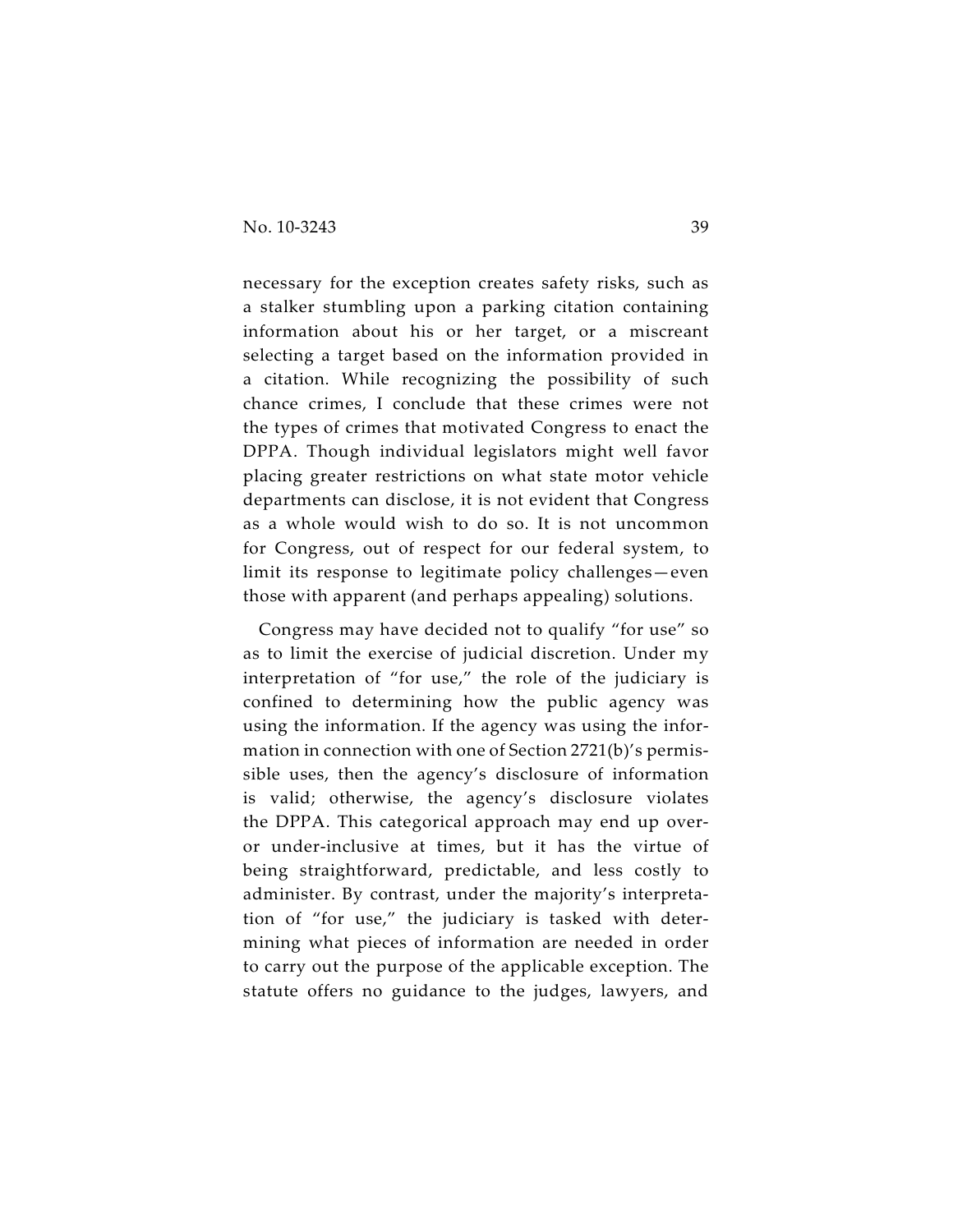necessary for the exception creates safety risks, such as a stalker stumbling upon a parking citation containing information about his or her target, or a miscreant selecting a target based on the information provided in a citation. While recognizing the possibility of such chance crimes, I conclude that these crimes were not the types of crimes that motivated Congress to enact the DPPA. Though individual legislators might well favor placing greater restrictions on what state motor vehicle departments can disclose, it is not evident that Congress as a whole would wish to do so. It is not uncommon for Congress, out of respect for our federal system, to limit its response to legitimate policy challenges—even those with apparent (and perhaps appealing) solutions.

Congress may have decided not to qualify "for use" so as to limit the exercise of judicial discretion. Under my interpretation of "for use," the role of the judiciary is confined to determining how the public agency was using the information. If the agency was using the information in connection with one of Section 2721(b)'s permissible uses, then the agency's disclosure of information is valid; otherwise, the agency's disclosure violates the DPPA. This categorical approach may end up over- or under-inclusive at times, but it has the virtue of being straightforward, predictable, and less costly to administer. By contrast, under the majority's interpretation of "for use," the judiciary is tasked with determining what pieces of information are needed in order to carry out the purpose of the applicable exception. The statute offers no guidance to the judges, lawyers, and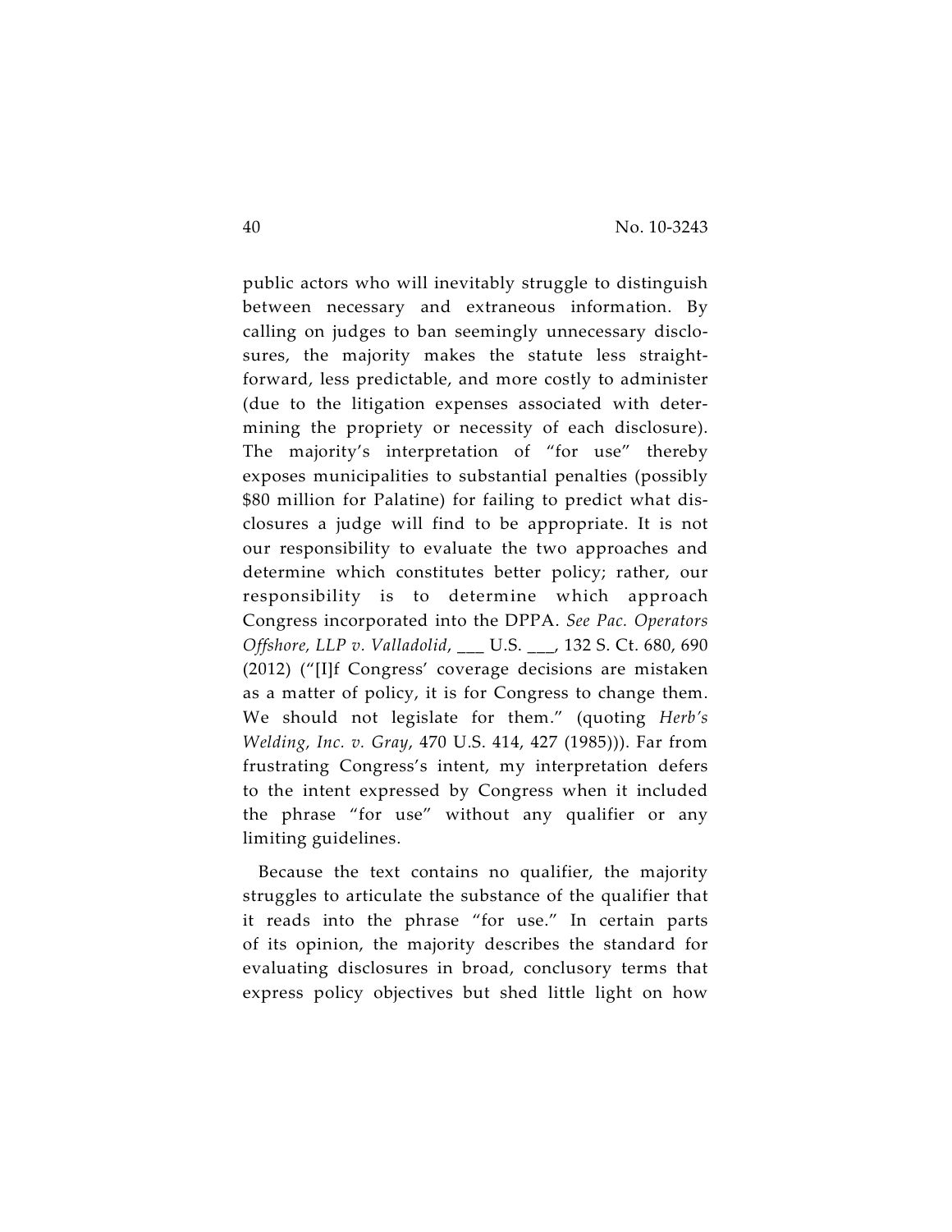public actors who will inevitably struggle to distinguish between necessary and extraneous information. By calling on judges to ban seemingly unnecessary disclosures, the majority makes the statute less straightforward, less predictable, and more costly to administer (due to the litigation expenses associated with determining the propriety or necessity of each disclosure). The majority's interpretation of "for use" thereby exposes municipalities to substantial penalties (possibly \$80 million for Palatine) for failing to predict what disclosures a judge will find to be appropriate. It is not our responsibility to evaluate the two approaches and determine which constitutes better policy; rather, our responsibility is to determine which approach Congress incorporated into the DPPA. *See Pac. Operators Offshore, LLP v. Valladolid*, ___ U.S. ___, 132 S. Ct. 680, 690 (2012) ("[I]f Congress' coverage decisions are mistaken as a matter of policy, it is for Congress to change them. We should not legislate for them." (quoting *Herb's Welding, Inc. v. Gray*, 470 U.S. 414, 427 (1985))). Far from frustrating Congress's intent, my interpretation defers to the intent expressed by Congress when it included the phrase "for use" without any qualifier or any limiting guidelines.

Because the text contains no qualifier, the majority struggles to articulate the substance of the qualifier that it reads into the phrase "for use." In certain parts of its opinion, the majority describes the standard for evaluating disclosures in broad, conclusory terms that express policy objectives but shed little light on how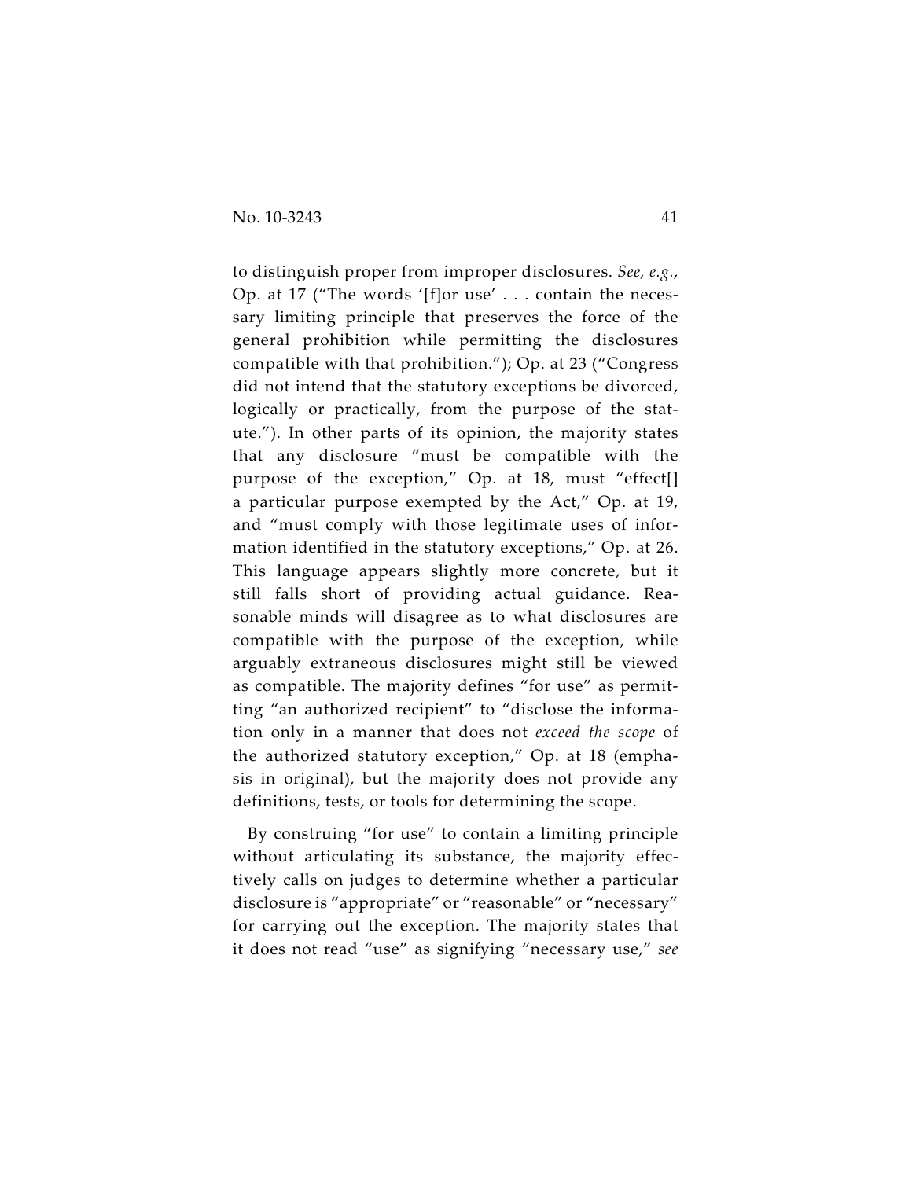to distinguish proper from improper disclosures. *See, e.g.*, Op. at 17 ("The words '[f]or use' . . . contain the necessary limiting principle that preserves the force of the general prohibition while permitting the disclosures compatible with that prohibition."); Op. at 23 ("Congress did not intend that the statutory exceptions be divorced, logically or practically, from the purpose of the statute."). In other parts of its opinion, the majority states that any disclosure "must be compatible with the purpose of the exception," Op. at 18, must "effect[] a particular purpose exempted by the Act," Op. at 19, and "must comply with those legitimate uses of information identified in the statutory exceptions," Op. at 26. This language appears slightly more concrete, but it still falls short of providing actual guidance. Reasonable minds will disagree as to what disclosures are compatible with the purpose of the exception, while arguably extraneous disclosures might still be viewed as compatible. The majority defines "for use" as permitting "an authorized recipient" to "disclose the information only in a manner that does not *exceed the scope* of the authorized statutory exception," Op. at 18 (emphasis in original), but the majority does not provide any definitions, tests, or tools for determining the scope.

By construing "for use" to contain a limiting principle without articulating its substance, the majority effectively calls on judges to determine whether a particular disclosure is "appropriate" or "reasonable" or "necessary" for carrying out the exception. The majority states that it does not read "use" as signifying "necessary use," *see*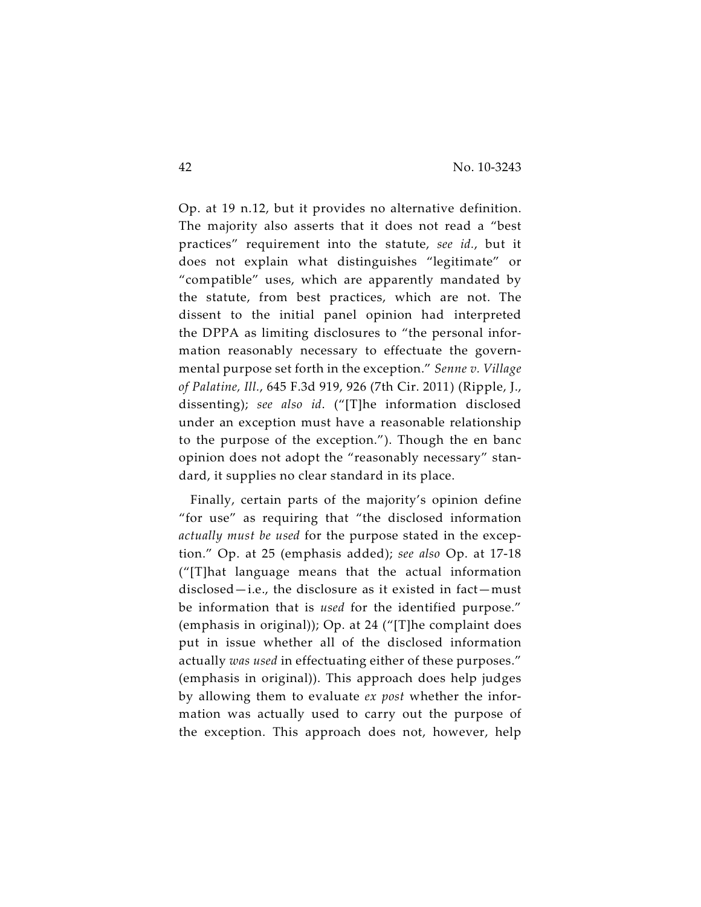Op. at 19 n.12, but it provides no alternative definition. The majority also asserts that it does not read a "best practices" requirement into the statute, *see id.*, but it does not explain what distinguishes "legitimate" or "compatible" uses, which are apparently mandated by the statute, from best practices, which are not. The dissent to the initial panel opinion had interpreted the DPPA as limiting disclosures to "the personal information reasonably necessary to effectuate the governmental purpose set forth in the exception." *Senne v. Village of Palatine, Ill.*, 645 F.3d 919, 926 (7th Cir. 2011) (Ripple, J., dissenting); *see also id.* ("[T]he information disclosed under an exception must have a reasonable relationship to the purpose of the exception."). Though the en banc opinion does not adopt the "reasonably necessary" standard, it supplies no clear standard in its place.

Finally, certain parts of the majority's opinion define "for use" as requiring that "the disclosed information *actually must be used* for the purpose stated in the exception." Op. at 25 (emphasis added); *see also* Op. at 17-18 ("[T]hat language means that the actual information disclosed—i.e., the disclosure as it existed in fact—must be information that is *used* for the identified purpose." (emphasis in original)); Op. at 24 ("[T]he complaint does put in issue whether all of the disclosed information actually *was used* in effectuating either of these purposes." (emphasis in original)). This approach does help judges by allowing them to evaluate *ex post* whether the information was actually used to carry out the purpose of the exception. This approach does not, however, help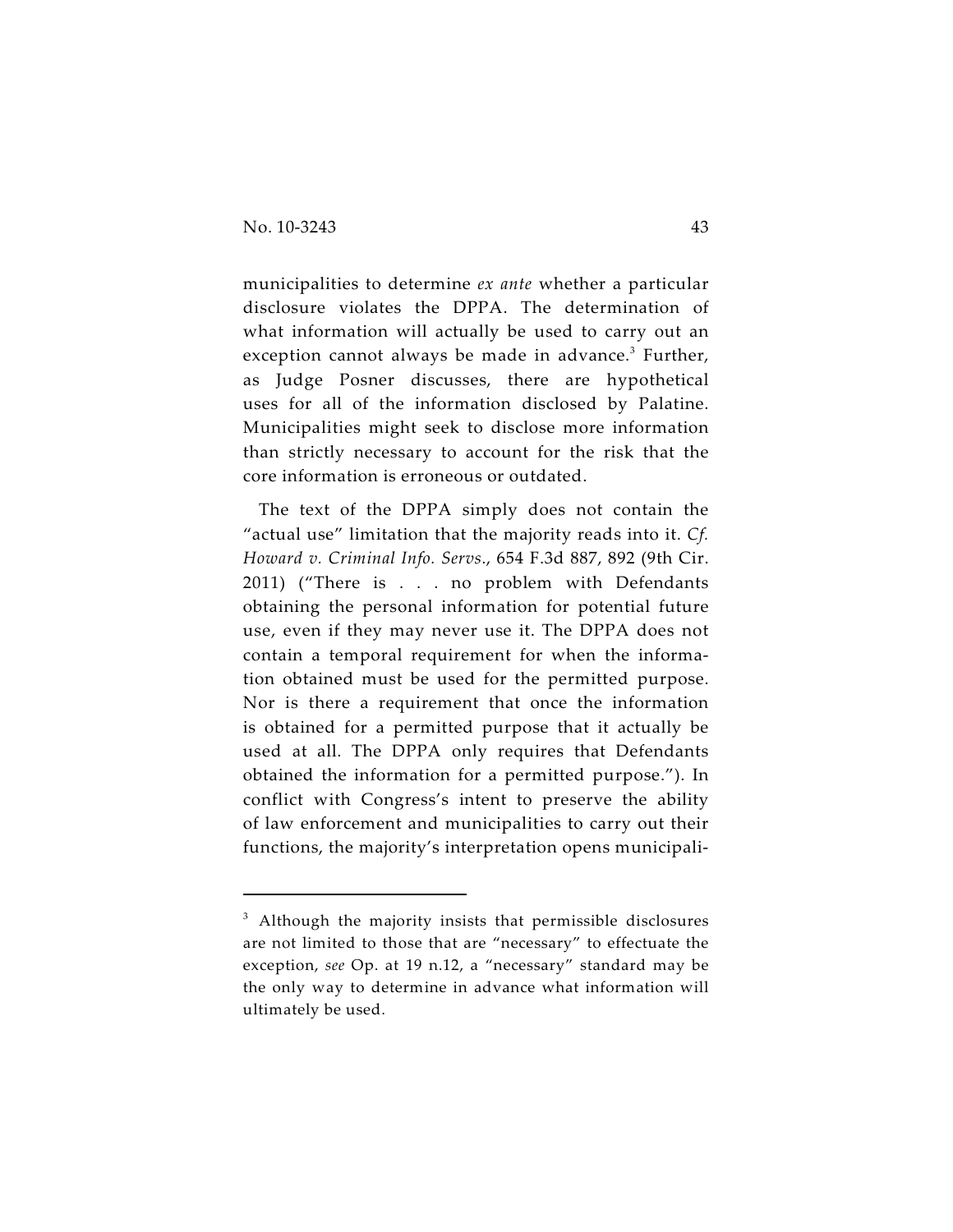municipalities to determine *ex ante* whether a particular disclosure violates the DPPA. The determination of what information will actually be used to carry out an exception cannot always be made in advance.[3] Further, as Judge Posner discusses, there are hypothetical uses for all of the information disclosed by Palatine. Municipalities might seek to disclose more information than strictly necessary to account for the risk that the core information is erroneous or outdated.

The text of the DPPA simply does not contain the "actual use" limitation that the majority reads into it. *Cf. Howard v. Criminal Info. Servs.*, 654 F.3d 887, 892 (9th Cir. 2011) ("There is . . . no problem with Defendants obtaining the personal information for potential future use, even if they may never use it. The DPPA does not contain a temporal requirement for when the information obtained must be used for the permitted purpose. Nor is there a requirement that once the information is obtained for a permitted purpose that it actually be used at all. The DPPA only requires that Defendants obtained the information for a permitted purpose."). In conflict with Congress's intent to preserve the ability of law enforcement and municipalities to carry out their functions, the majority's interpretation opens municipali-

---

[3] Although the majority insists that permissible disclosures are not limited to those that are "necessary" to effectuate the exception, *see* Op. at 19 n.12, a "necessary" standard may be the only way to determine in advance what information will ultimately be used.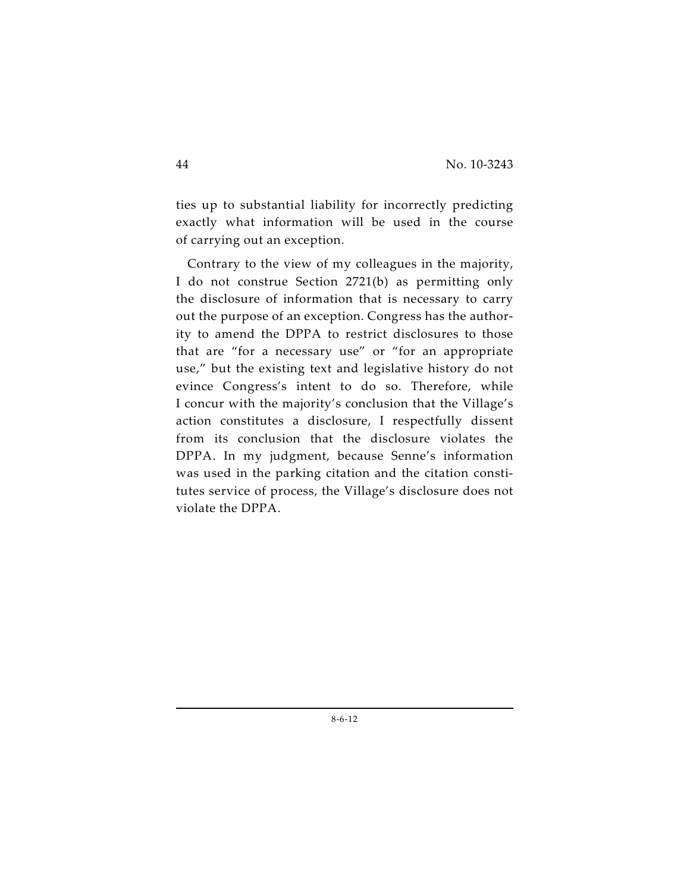ties up to substantial liability for incorrectly predicting exactly what information will be used in the course of carrying out an exception.

Contrary to the view of my colleagues in the majority, I do not construe Section 2721(b) as permitting only the disclosure of information that is necessary to carry out the purpose of an exception. Congress has the authority to amend the DPPA to restrict disclosures to those that are "for a necessary use" or "for an appropriate use," but the existing text and legislative history do not evince Congress's intent to do so. Therefore, while I concur with the majority's conclusion that the Village's action constitutes a disclosure, I respectfully dissent from its conclusion that the disclosure violates the DPPA. In my judgment, because Senne's information was used in the parking citation and the citation constitutes service of process, the Village's disclosure does not violate the DPPA.

8-6-12